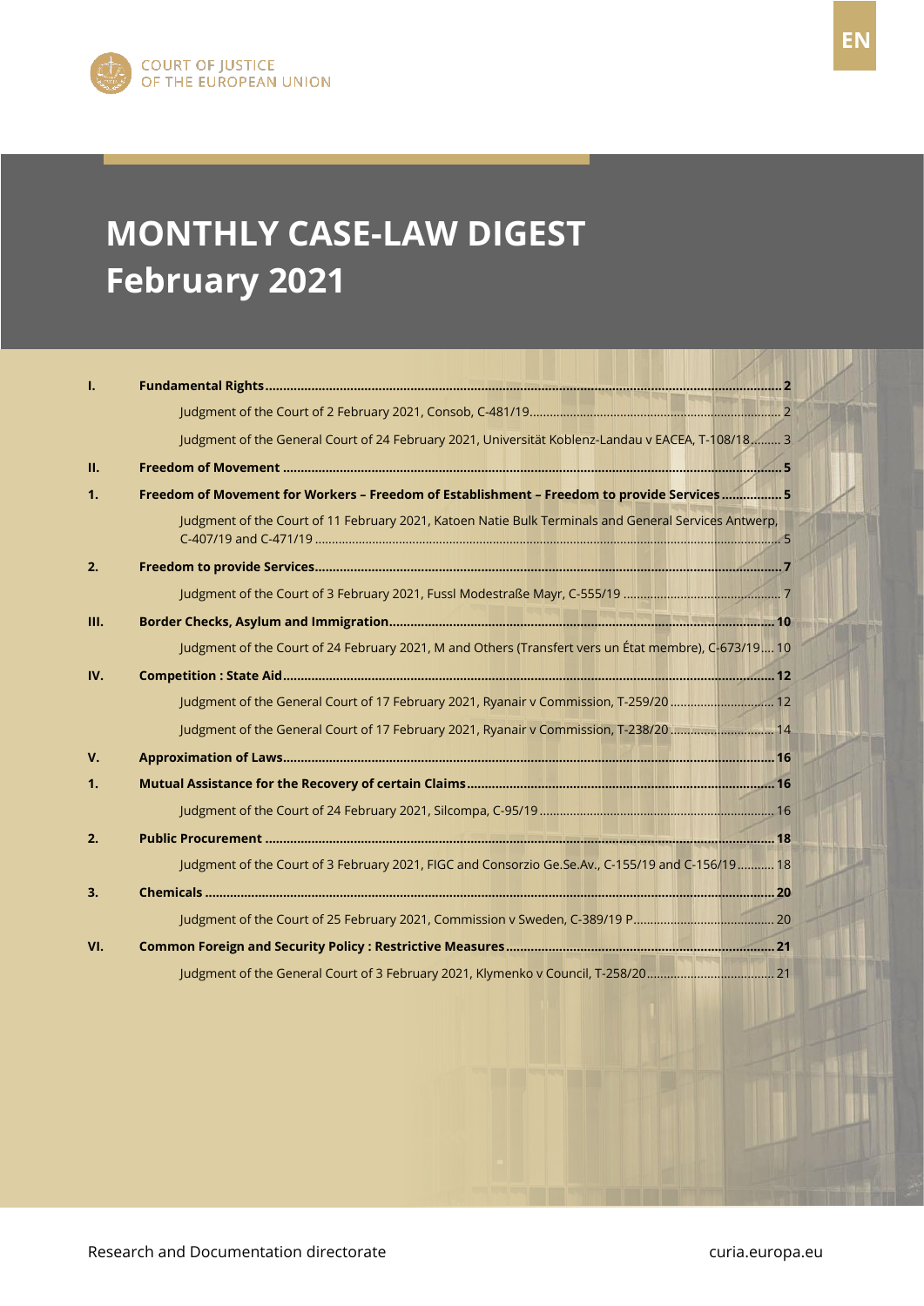COURT OF JUSTICE OF THE EUROPEAN UNION

EN

# MONTHLY CASE-LAW DIGEST
# February 2021

**I. Fundamental Rights** .......... 2

Judgment of the Court of 2 February 2021, Consob, C-481/19 .......... 2

Judgment of the General Court of 24 February 2021, Universität Koblenz-Landau v EACEA, T-108/18 .......... 3

**II. Freedom of Movement** .......... 5

**1. Freedom of Movement for Workers – Freedom of Establishment – Freedom to provide Services** .......... 5

Judgment of the Court of 11 February 2021, Katoen Natie Bulk Terminals and General Services Antwerp, C-407/19 and C-471/19 .......... 5

**2. Freedom to provide Services** .......... 7

Judgment of the Court of 3 February 2021, Fussl Modestraße Mayr, C-555/19 .......... 7

**III. Border Checks, Asylum and Immigration** .......... 10

Judgment of the Court of 24 February 2021, M and Others (Transfert vers un État membre), C-673/19 .......... 10

**IV. Competition : State Aid** .......... 12

Judgment of the General Court of 17 February 2021, Ryanair v Commission, T-259/20 .......... 12

Judgment of the General Court of 17 February 2021, Ryanair v Commission, T-238/20 .......... 14

**V. Approximation of Laws** .......... 16

**1. Mutual Assistance for the Recovery of certain Claims** .......... 16

Judgment of the Court of 24 February 2021, Silcompa, C-95/19 .......... 16

**2. Public Procurement** .......... 18

Judgment of the Court of 3 February 2021, FIGC and Consorzio Ge.Se.Av., C-155/19 and C-156/19 .......... 18

**3. Chemicals** .......... 20

Judgment of the Court of 25 February 2021, Commission v Sweden, C-389/19 P .......... 20

**VI. Common Foreign and Security Policy : Restrictive Measures** .......... 21

Judgment of the General Court of 3 February 2021, Klymenko v Council, T-258/20 .......... 21

Research and Documentation directorate

curia.europa.eu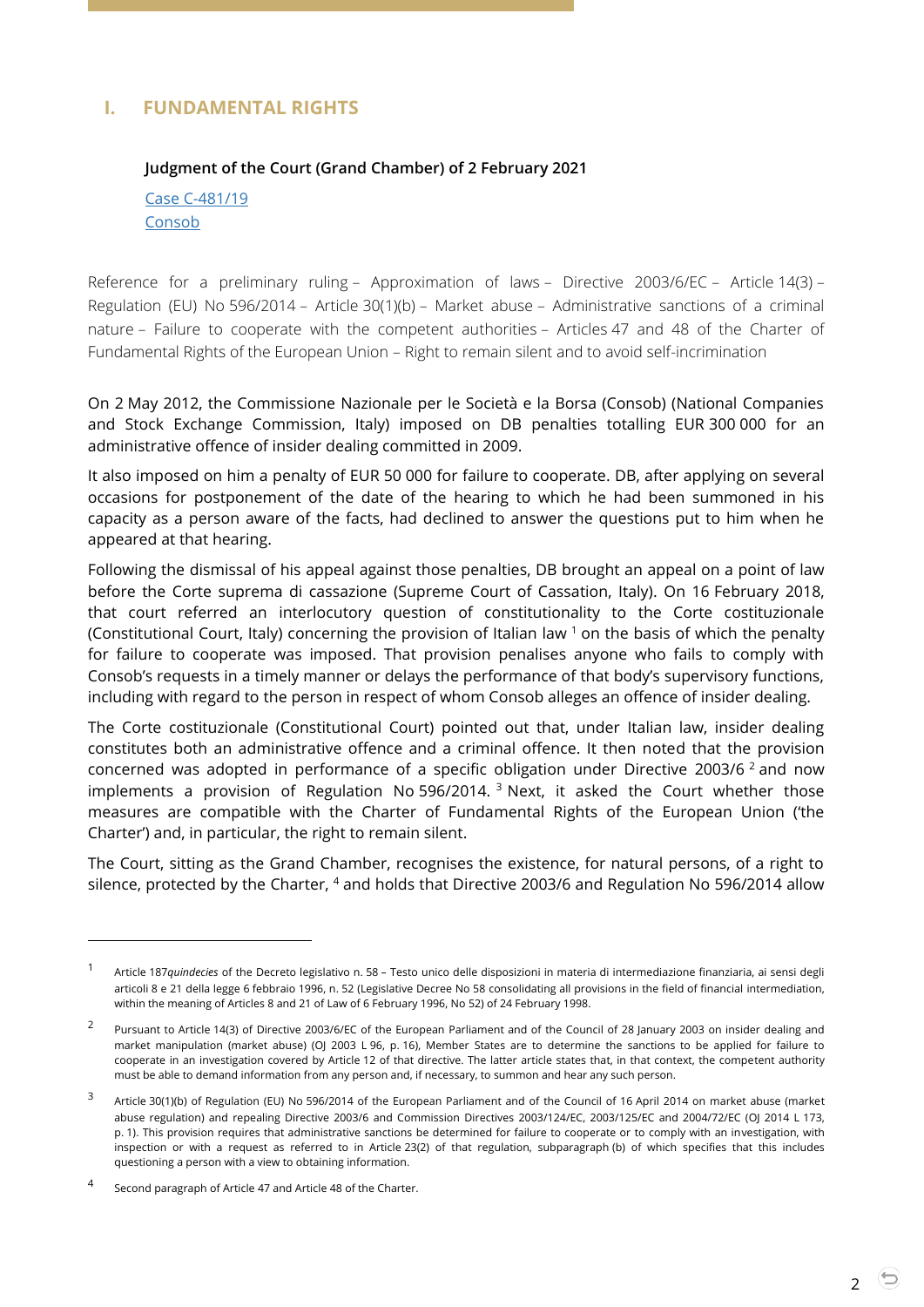## I. FUNDAMENTAL RIGHTS

**Judgment of the Court (Grand Chamber) of 2 February 2021**

Case C-481/19
Consob

Reference for a preliminary ruling – Approximation of laws – Directive 2003/6/EC – Article 14(3) – Regulation (EU) No 596/2014 – Article 30(1)(b) – Market abuse – Administrative sanctions of a criminal nature – Failure to cooperate with the competent authorities – Articles 47 and 48 of the Charter of Fundamental Rights of the European Union – Right to remain silent and to avoid self-incrimination

On 2 May 2012, the Commissione Nazionale per le Società e la Borsa (Consob) (National Companies and Stock Exchange Commission, Italy) imposed on DB penalties totalling EUR 300 000 for an administrative offence of insider dealing committed in 2009.

It also imposed on him a penalty of EUR 50 000 for failure to cooperate. DB, after applying on several occasions for postponement of the date of the hearing to which he had been summoned in his capacity as a person aware of the facts, had declined to answer the questions put to him when he appeared at that hearing.

Following the dismissal of his appeal against those penalties, DB brought an appeal on a point of law before the Corte suprema di cassazione (Supreme Court of Cassation, Italy). On 16 February 2018, that court referred an interlocutory question of constitutionality to the Corte costituzionale (Constitutional Court, Italy) concerning the provision of Italian law [1] on the basis of which the penalty for failure to cooperate was imposed. That provision penalises anyone who fails to comply with Consob's requests in a timely manner or delays the performance of that body's supervisory functions, including with regard to the person in respect of whom Consob alleges an offence of insider dealing.

The Corte costituzionale (Constitutional Court) pointed out that, under Italian law, insider dealing constitutes both an administrative offence and a criminal offence. It then noted that the provision concerned was adopted in performance of a specific obligation under Directive 2003/6 [2] and now implements a provision of Regulation No 596/2014. [3] Next, it asked the Court whether those measures are compatible with the Charter of Fundamental Rights of the European Union ('the Charter') and, in particular, the right to remain silent.

The Court, sitting as the Grand Chamber, recognises the existence, for natural persons, of a right to silence, protected by the Charter, [4] and holds that Directive 2003/6 and Regulation No 596/2014 allow

---

[1] Article 187*quindecies* of the Decreto legislativo n. 58 – Testo unico delle disposizioni in materia di intermediazione finanziaria, ai sensi degli articoli 8 e 21 della legge 6 febbraio 1996, n. 52 (Legislative Decree No 58 consolidating all provisions in the field of financial intermediation, within the meaning of Articles 8 and 21 of Law of 6 February 1996, No 52) of 24 February 1998.

[2] Pursuant to Article 14(3) of Directive 2003/6/EC of the European Parliament and of the Council of 28 January 2003 on insider dealing and market manipulation (market abuse) (OJ 2003 L 96, p. 16), Member States are to determine the sanctions to be applied for failure to cooperate in an investigation covered by Article 12 of that directive. The latter article states that, in that context, the competent authority must be able to demand information from any person and, if necessary, to summon and hear any such person.

[3] Article 30(1)(b) of Regulation (EU) No 596/2014 of the European Parliament and of the Council of 16 April 2014 on market abuse (market abuse regulation) and repealing Directive 2003/6 and Commission Directives 2003/124/EC, 2003/125/EC and 2004/72/EC (OJ 2014 L 173, p. 1). This provision requires that administrative sanctions be determined for failure to cooperate or to comply with an investigation, with inspection or with a request as referred to in Article 23(2) of that regulation, subparagraph (b) of which specifies that this includes questioning a person with a view to obtaining information.

[4] Second paragraph of Article 47 and Article 48 of the Charter.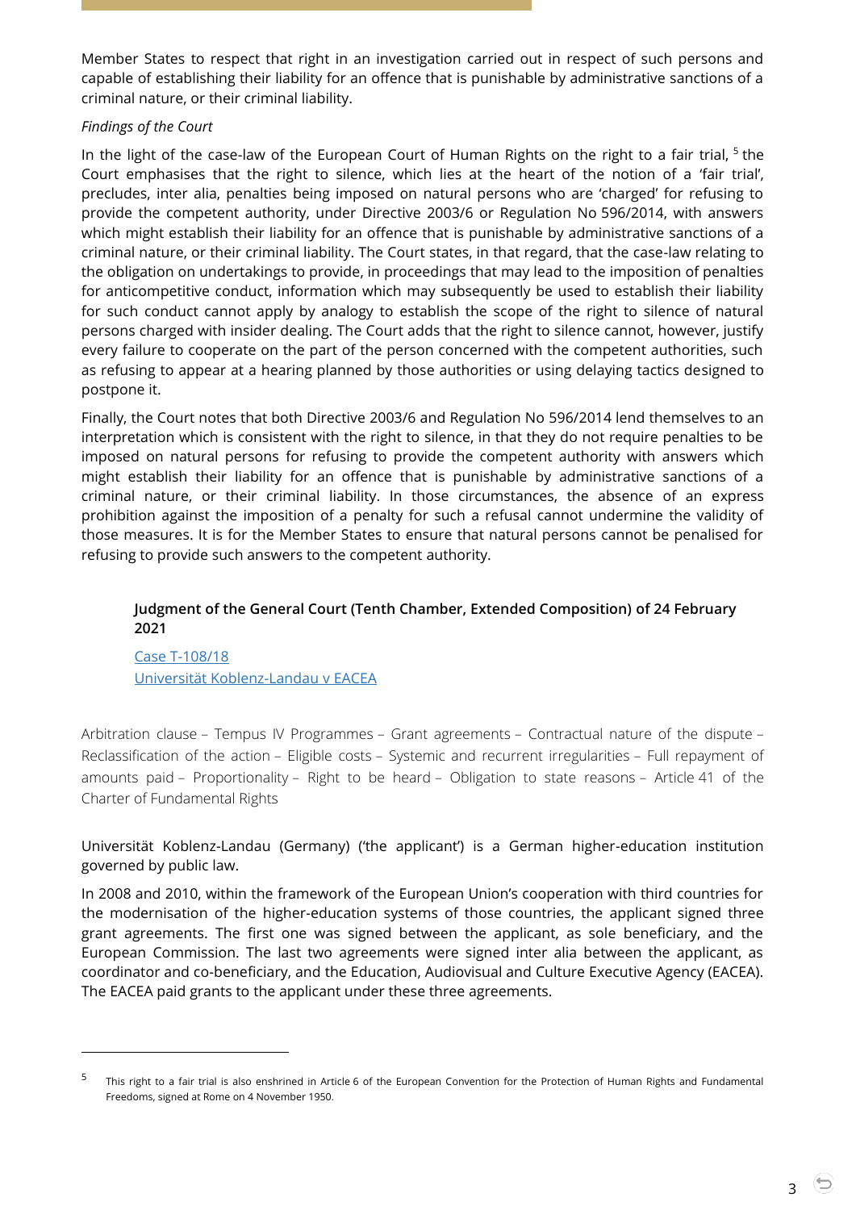Member States to respect that right in an investigation carried out in respect of such persons and capable of establishing their liability for an offence that is punishable by administrative sanctions of a criminal nature, or their criminal liability.

*Findings of the Court*

In the light of the case-law of the European Court of Human Rights on the right to a fair trial, [5] the Court emphasises that the right to silence, which lies at the heart of the notion of a 'fair trial', precludes, inter alia, penalties being imposed on natural persons who are 'charged' for refusing to provide the competent authority, under Directive 2003/6 or Regulation No 596/2014, with answers which might establish their liability for an offence that is punishable by administrative sanctions of a criminal nature, or their criminal liability. The Court states, in that regard, that the case-law relating to the obligation on undertakings to provide, in proceedings that may lead to the imposition of penalties for anticompetitive conduct, information which may subsequently be used to establish their liability for such conduct cannot apply by analogy to establish the scope of the right to silence of natural persons charged with insider dealing. The Court adds that the right to silence cannot, however, justify every failure to cooperate on the part of the person concerned with the competent authorities, such as refusing to appear at a hearing planned by those authorities or using delaying tactics designed to postpone it.

Finally, the Court notes that both Directive 2003/6 and Regulation No 596/2014 lend themselves to an interpretation which is consistent with the right to silence, in that they do not require penalties to be imposed on natural persons for refusing to provide the competent authority with answers which might establish their liability for an offence that is punishable by administrative sanctions of a criminal nature, or their criminal liability. In those circumstances, the absence of an express prohibition against the imposition of a penalty for such a refusal cannot undermine the validity of those measures. It is for the Member States to ensure that natural persons cannot be penalised for refusing to provide such answers to the competent authority.

**Judgment of the General Court (Tenth Chamber, Extended Composition) of 24 February 2021**

Case T-108/18
Universität Koblenz-Landau v EACEA

Arbitration clause – Tempus IV Programmes – Grant agreements – Contractual nature of the dispute – Reclassification of the action – Eligible costs – Systemic and recurrent irregularities – Full repayment of amounts paid – Proportionality – Right to be heard – Obligation to state reasons – Article 41 of the Charter of Fundamental Rights

Universität Koblenz-Landau (Germany) ('the applicant') is a German higher-education institution governed by public law.

In 2008 and 2010, within the framework of the European Union's cooperation with third countries for the modernisation of the higher-education systems of those countries, the applicant signed three grant agreements. The first one was signed between the applicant, as sole beneficiary, and the European Commission. The last two agreements were signed inter alia between the applicant, as coordinator and co-beneficiary, and the Education, Audiovisual and Culture Executive Agency (EACEA). The EACEA paid grants to the applicant under these three agreements.

---

[5] This right to a fair trial is also enshrined in Article 6 of the European Convention for the Protection of Human Rights and Fundamental Freedoms, signed at Rome on 4 November 1950.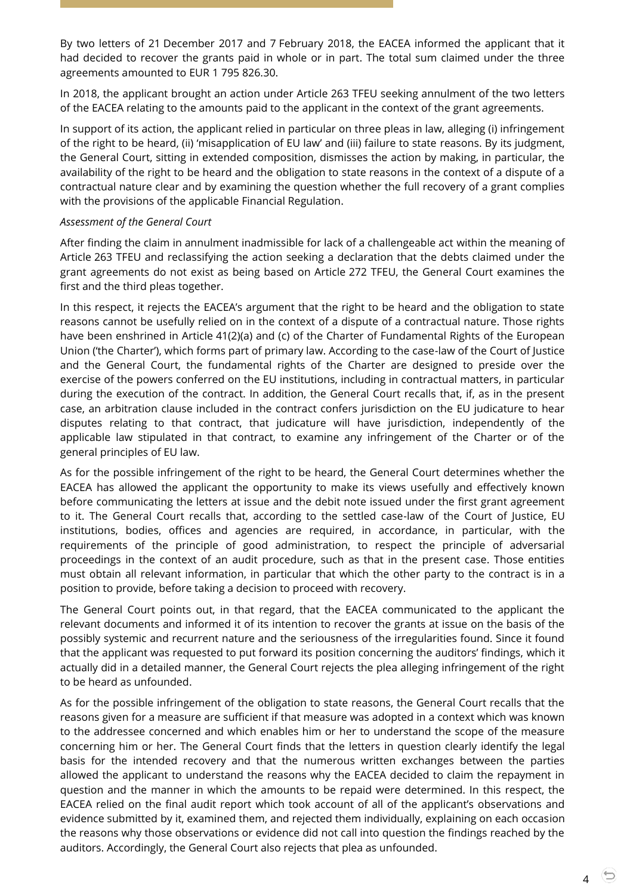By two letters of 21 December 2017 and 7 February 2018, the EACEA informed the applicant that it had decided to recover the grants paid in whole or in part. The total sum claimed under the three agreements amounted to EUR 1 795 826.30.

In 2018, the applicant brought an action under Article 263 TFEU seeking annulment of the two letters of the EACEA relating to the amounts paid to the applicant in the context of the grant agreements.

In support of its action, the applicant relied in particular on three pleas in law, alleging (i) infringement of the right to be heard, (ii) 'misapplication of EU law' and (iii) failure to state reasons. By its judgment, the General Court, sitting in extended composition, dismisses the action by making, in particular, the availability of the right to be heard and the obligation to state reasons in the context of a dispute of a contractual nature clear and by examining the question whether the full recovery of a grant complies with the provisions of the applicable Financial Regulation.

*Assessment of the General Court*

After finding the claim in annulment inadmissible for lack of a challengeable act within the meaning of Article 263 TFEU and reclassifying the action seeking a declaration that the debts claimed under the grant agreements do not exist as being based on Article 272 TFEU, the General Court examines the first and the third pleas together.

In this respect, it rejects the EACEA's argument that the right to be heard and the obligation to state reasons cannot be usefully relied on in the context of a dispute of a contractual nature. Those rights have been enshrined in Article 41(2)(a) and (c) of the Charter of Fundamental Rights of the European Union ('the Charter'), which forms part of primary law. According to the case-law of the Court of Justice and the General Court, the fundamental rights of the Charter are designed to preside over the exercise of the powers conferred on the EU institutions, including in contractual matters, in particular during the execution of the contract. In addition, the General Court recalls that, if, as in the present case, an arbitration clause included in the contract confers jurisdiction on the EU judicature to hear disputes relating to that contract, that judicature will have jurisdiction, independently of the applicable law stipulated in that contract, to examine any infringement of the Charter or of the general principles of EU law.

As for the possible infringement of the right to be heard, the General Court determines whether the EACEA has allowed the applicant the opportunity to make its views usefully and effectively known before communicating the letters at issue and the debit note issued under the first grant agreement to it. The General Court recalls that, according to the settled case-law of the Court of Justice, EU institutions, bodies, offices and agencies are required, in accordance, in particular, with the requirements of the principle of good administration, to respect the principle of adversarial proceedings in the context of an audit procedure, such as that in the present case. Those entities must obtain all relevant information, in particular that which the other party to the contract is in a position to provide, before taking a decision to proceed with recovery.

The General Court points out, in that regard, that the EACEA communicated to the applicant the relevant documents and informed it of its intention to recover the grants at issue on the basis of the possibly systemic and recurrent nature and the seriousness of the irregularities found. Since it found that the applicant was requested to put forward its position concerning the auditors' findings, which it actually did in a detailed manner, the General Court rejects the plea alleging infringement of the right to be heard as unfounded.

As for the possible infringement of the obligation to state reasons, the General Court recalls that the reasons given for a measure are sufficient if that measure was adopted in a context which was known to the addressee concerned and which enables him or her to understand the scope of the measure concerning him or her. The General Court finds that the letters in question clearly identify the legal basis for the intended recovery and that the numerous written exchanges between the parties allowed the applicant to understand the reasons why the EACEA decided to claim the repayment in question and the manner in which the amounts to be repaid were determined. In this respect, the EACEA relied on the final audit report which took account of all of the applicant's observations and evidence submitted by it, examined them, and rejected them individually, explaining on each occasion the reasons why those observations or evidence did not call into question the findings reached by the auditors. Accordingly, the General Court also rejects that plea as unfounded.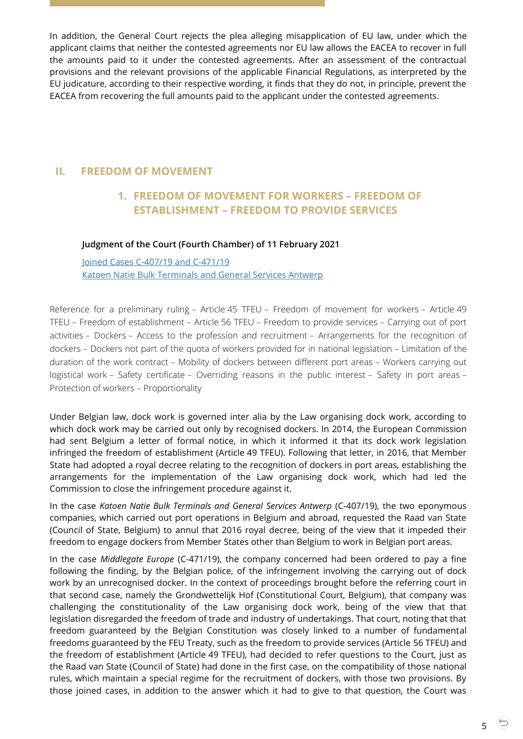In addition, the General Court rejects the plea alleging misapplication of EU law, under which the applicant claims that neither the contested agreements nor EU law allows the EACEA to recover in full the amounts paid to it under the contested agreements. After an assessment of the contractual provisions and the relevant provisions of the applicable Financial Regulations, as interpreted by the EU judicature, according to their respective wording, it finds that they do not, in principle, prevent the EACEA from recovering the full amounts paid to the applicant under the contested agreements.

## II. FREEDOM OF MOVEMENT

### 1. FREEDOM OF MOVEMENT FOR WORKERS – FREEDOM OF ESTABLISHMENT – FREEDOM TO PROVIDE SERVICES

**Judgment of the Court (Fourth Chamber) of 11 February 2021**

Joined Cases C-407/19 and C-471/19
Katoen Natie Bulk Terminals and General Services Antwerp

Reference for a preliminary ruling – Article 45 TFEU – Freedom of movement for workers – Article 49 TFEU – Freedom of establishment – Article 56 TFEU – Freedom to provide services – Carrying out of port activities – Dockers – Access to the profession and recruitment – Arrangements for the recognition of dockers – Dockers not part of the quota of workers provided for in national legislation – Limitation of the duration of the work contract – Mobility of dockers between different port areas – Workers carrying out logistical work – Safety certificate – Overriding reasons in the public interest – Safety in port areas – Protection of workers – Proportionality

Under Belgian law, dock work is governed inter alia by the Law organising dock work, according to which dock work may be carried out only by recognised dockers. In 2014, the European Commission had sent Belgium a letter of formal notice, in which it informed it that its dock work legislation infringed the freedom of establishment (Article 49 TFEU). Following that letter, in 2016, that Member State had adopted a royal decree relating to the recognition of dockers in port areas, establishing the arrangements for the implementation of the Law organising dock work, which had led the Commission to close the infringement procedure against it.

In the case *Katoen Natie Bulk Terminals and General Services Antwerp* (C-407/19), the two eponymous companies, which carried out port operations in Belgium and abroad, requested the Raad van State (Council of State, Belgium) to annul that 2016 royal decree, being of the view that it impeded their freedom to engage dockers from Member States other than Belgium to work in Belgian port areas.

In the case *Middlegate Europe* (C-471/19), the company concerned had been ordered to pay a fine following the finding, by the Belgian police, of the infringement involving the carrying out of dock work by an unrecognised docker. In the context of proceedings brought before the referring court in that second case, namely the Grondwettelijk Hof (Constitutional Court, Belgium), that company was challenging the constitutionality of the Law organising dock work, being of the view that that legislation disregarded the freedom of trade and industry of undertakings. That court, noting that that freedom guaranteed by the Belgian Constitution was closely linked to a number of fundamental freedoms guaranteed by the FEU Treaty, such as the freedom to provide services (Article 56 TFEU) and the freedom of establishment (Article 49 TFEU), had decided to refer questions to the Court, just as the Raad van State (Council of State) had done in the first case, on the compatibility of those national rules, which maintain a special regime for the recruitment of dockers, with those two provisions. By those joined cases, in addition to the answer which it had to give to that question, the Court was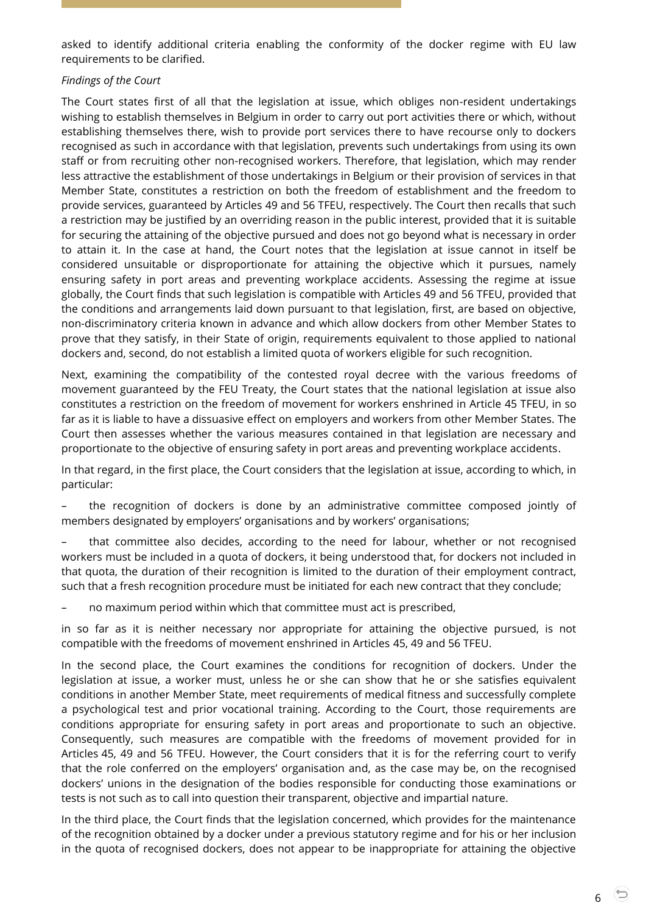asked to identify additional criteria enabling the conformity of the docker regime with EU law requirements to be clarified.

*Findings of the Court*

The Court states first of all that the legislation at issue, which obliges non-resident undertakings wishing to establish themselves in Belgium in order to carry out port activities there or which, without establishing themselves there, wish to provide port services there to have recourse only to dockers recognised as such in accordance with that legislation, prevents such undertakings from using its own staff or from recruiting other non-recognised workers. Therefore, that legislation, which may render less attractive the establishment of those undertakings in Belgium or their provision of services in that Member State, constitutes a restriction on both the freedom of establishment and the freedom to provide services, guaranteed by Articles 49 and 56 TFEU, respectively. The Court then recalls that such a restriction may be justified by an overriding reason in the public interest, provided that it is suitable for securing the attaining of the objective pursued and does not go beyond what is necessary in order to attain it. In the case at hand, the Court notes that the legislation at issue cannot in itself be considered unsuitable or disproportionate for attaining the objective which it pursues, namely ensuring safety in port areas and preventing workplace accidents. Assessing the regime at issue globally, the Court finds that such legislation is compatible with Articles 49 and 56 TFEU, provided that the conditions and arrangements laid down pursuant to that legislation, first, are based on objective, non-discriminatory criteria known in advance and which allow dockers from other Member States to prove that they satisfy, in their State of origin, requirements equivalent to those applied to national dockers and, second, do not establish a limited quota of workers eligible for such recognition.

Next, examining the compatibility of the contested royal decree with the various freedoms of movement guaranteed by the FEU Treaty, the Court states that the national legislation at issue also constitutes a restriction on the freedom of movement for workers enshrined in Article 45 TFEU, in so far as it is liable to have a dissuasive effect on employers and workers from other Member States. The Court then assesses whether the various measures contained in that legislation are necessary and proportionate to the objective of ensuring safety in port areas and preventing workplace accidents.

In that regard, in the first place, the Court considers that the legislation at issue, according to which, in particular:

– the recognition of dockers is done by an administrative committee composed jointly of members designated by employers' organisations and by workers' organisations;

– that committee also decides, according to the need for labour, whether or not recognised workers must be included in a quota of dockers, it being understood that, for dockers not included in that quota, the duration of their recognition is limited to the duration of their employment contract, such that a fresh recognition procedure must be initiated for each new contract that they conclude;

– no maximum period within which that committee must act is prescribed,

in so far as it is neither necessary nor appropriate for attaining the objective pursued, is not compatible with the freedoms of movement enshrined in Articles 45, 49 and 56 TFEU.

In the second place, the Court examines the conditions for recognition of dockers. Under the legislation at issue, a worker must, unless he or she can show that he or she satisfies equivalent conditions in another Member State, meet requirements of medical fitness and successfully complete a psychological test and prior vocational training. According to the Court, those requirements are conditions appropriate for ensuring safety in port areas and proportionate to such an objective. Consequently, such measures are compatible with the freedoms of movement provided for in Articles 45, 49 and 56 TFEU. However, the Court considers that it is for the referring court to verify that the role conferred on the employers' organisation and, as the case may be, on the recognised dockers' unions in the designation of the bodies responsible for conducting those examinations or tests is not such as to call into question their transparent, objective and impartial nature.

In the third place, the Court finds that the legislation concerned, which provides for the maintenance of the recognition obtained by a docker under a previous statutory regime and for his or her inclusion in the quota of recognised dockers, does not appear to be inappropriate for attaining the objective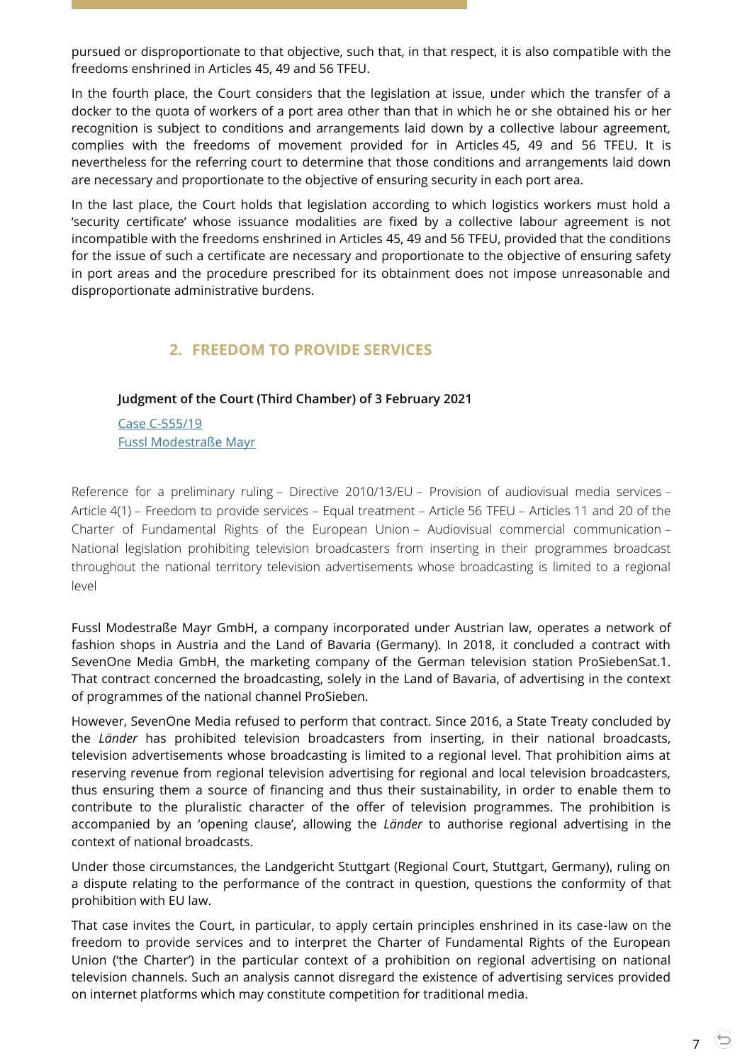pursued or disproportionate to that objective, such that, in that respect, it is also compatible with the freedoms enshrined in Articles 45, 49 and 56 TFEU.

In the fourth place, the Court considers that the legislation at issue, under which the transfer of a docker to the quota of workers of a port area other than that in which he or she obtained his or her recognition is subject to conditions and arrangements laid down by a collective labour agreement, complies with the freedoms of movement provided for in Articles 45, 49 and 56 TFEU. It is nevertheless for the referring court to determine that those conditions and arrangements laid down are necessary and proportionate to the objective of ensuring security in each port area.

In the last place, the Court holds that legislation according to which logistics workers must hold a 'security certificate' whose issuance modalities are fixed by a collective labour agreement is not incompatible with the freedoms enshrined in Articles 45, 49 and 56 TFEU, provided that the conditions for the issue of such a certificate are necessary and proportionate to the objective of ensuring safety in port areas and the procedure prescribed for its obtainment does not impose unreasonable and disproportionate administrative burdens.

## 2. FREEDOM TO PROVIDE SERVICES

**Judgment of the Court (Third Chamber) of 3 February 2021**

Case C-555/19
Fussl Modestraße Mayr

Reference for a preliminary ruling – Directive 2010/13/EU – Provision of audiovisual media services – Article 4(1) – Freedom to provide services – Equal treatment – Article 56 TFEU – Articles 11 and 20 of the Charter of Fundamental Rights of the European Union – Audiovisual commercial communication – National legislation prohibiting television broadcasters from inserting in their programmes broadcast throughout the national territory television advertisements whose broadcasting is limited to a regional level

Fussl Modestraße Mayr GmbH, a company incorporated under Austrian law, operates a network of fashion shops in Austria and the Land of Bavaria (Germany). In 2018, it concluded a contract with SevenOne Media GmbH, the marketing company of the German television station ProSiebenSat.1. That contract concerned the broadcasting, solely in the Land of Bavaria, of advertising in the context of programmes of the national channel ProSieben.

However, SevenOne Media refused to perform that contract. Since 2016, a State Treaty concluded by the *Länder* has prohibited television broadcasters from inserting, in their national broadcasts, television advertisements whose broadcasting is limited to a regional level. That prohibition aims at reserving revenue from regional television advertising for regional and local television broadcasters, thus ensuring them a source of financing and thus their sustainability, in order to enable them to contribute to the pluralistic character of the offer of television programmes. The prohibition is accompanied by an 'opening clause', allowing the *Länder* to authorise regional advertising in the context of national broadcasts.

Under those circumstances, the Landgericht Stuttgart (Regional Court, Stuttgart, Germany), ruling on a dispute relating to the performance of the contract in question, questions the conformity of that prohibition with EU law.

That case invites the Court, in particular, to apply certain principles enshrined in its case-law on the freedom to provide services and to interpret the Charter of Fundamental Rights of the European Union ('the Charter') in the particular context of a prohibition on regional advertising on national television channels. Such an analysis cannot disregard the existence of advertising services provided on internet platforms which may constitute competition for traditional media.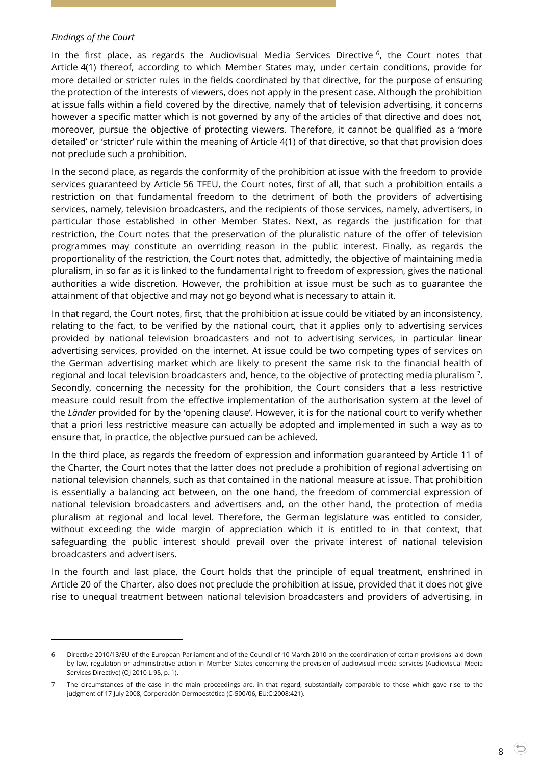*Findings of the Court*

In the first place, as regards the Audiovisual Media Services Directive [6], the Court notes that Article 4(1) thereof, according to which Member States may, under certain conditions, provide for more detailed or stricter rules in the fields coordinated by that directive, for the purpose of ensuring the protection of the interests of viewers, does not apply in the present case. Although the prohibition at issue falls within a field covered by the directive, namely that of television advertising, it concerns however a specific matter which is not governed by any of the articles of that directive and does not, moreover, pursue the objective of protecting viewers. Therefore, it cannot be qualified as a 'more detailed' or 'stricter' rule within the meaning of Article 4(1) of that directive, so that that provision does not preclude such a prohibition.

In the second place, as regards the conformity of the prohibition at issue with the freedom to provide services guaranteed by Article 56 TFEU, the Court notes, first of all, that such a prohibition entails a restriction on that fundamental freedom to the detriment of both the providers of advertising services, namely, television broadcasters, and the recipients of those services, namely, advertisers, in particular those established in other Member States. Next, as regards the justification for that restriction, the Court notes that the preservation of the pluralistic nature of the offer of television programmes may constitute an overriding reason in the public interest. Finally, as regards the proportionality of the restriction, the Court notes that, admittedly, the objective of maintaining media pluralism, in so far as it is linked to the fundamental right to freedom of expression, gives the national authorities a wide discretion. However, the prohibition at issue must be such as to guarantee the attainment of that objective and may not go beyond what is necessary to attain it.

In that regard, the Court notes, first, that the prohibition at issue could be vitiated by an inconsistency, relating to the fact, to be verified by the national court, that it applies only to advertising services provided by national television broadcasters and not to advertising services, in particular linear advertising services, provided on the internet. At issue could be two competing types of services on the German advertising market which are likely to present the same risk to the financial health of regional and local television broadcasters and, hence, to the objective of protecting media pluralism [7]. Secondly, concerning the necessity for the prohibition, the Court considers that a less restrictive measure could result from the effective implementation of the authorisation system at the level of the *Länder* provided for by the 'opening clause'. However, it is for the national court to verify whether that a priori less restrictive measure can actually be adopted and implemented in such a way as to ensure that, in practice, the objective pursued can be achieved.

In the third place, as regards the freedom of expression and information guaranteed by Article 11 of the Charter, the Court notes that the latter does not preclude a prohibition of regional advertising on national television channels, such as that contained in the national measure at issue. That prohibition is essentially a balancing act between, on the one hand, the freedom of commercial expression of national television broadcasters and advertisers and, on the other hand, the protection of media pluralism at regional and local level. Therefore, the German legislature was entitled to consider, without exceeding the wide margin of appreciation which it is entitled to in that context, that safeguarding the public interest should prevail over the private interest of national television broadcasters and advertisers.

In the fourth and last place, the Court holds that the principle of equal treatment, enshrined in Article 20 of the Charter, also does not preclude the prohibition at issue, provided that it does not give rise to unequal treatment between national television broadcasters and providers of advertising, in

---

6 Directive 2010/13/EU of the European Parliament and of the Council of 10 March 2010 on the coordination of certain provisions laid down by law, regulation or administrative action in Member States concerning the provision of audiovisual media services (Audiovisual Media Services Directive) (OJ 2010 L 95, p. 1).

7 The circumstances of the case in the main proceedings are, in that regard, substantially comparable to those which gave rise to the judgment of 17 July 2008, Corporación Dermoestética (C-500/06, EU:C:2008:421).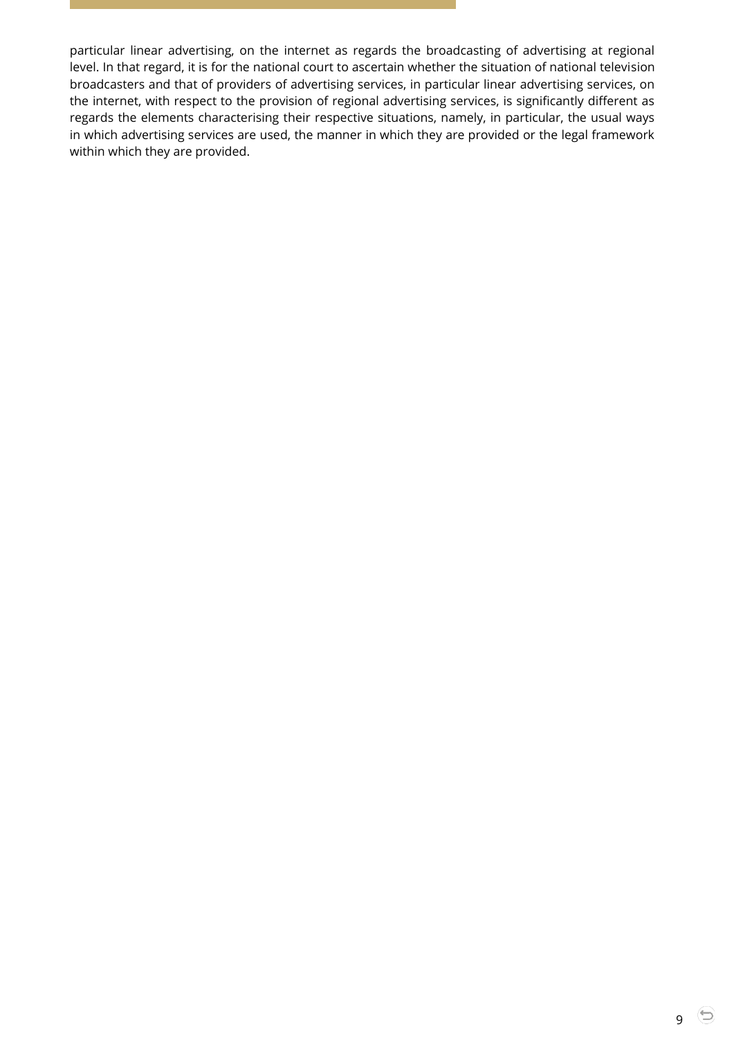particular linear advertising, on the internet as regards the broadcasting of advertising at regional level. In that regard, it is for the national court to ascertain whether the situation of national television broadcasters and that of providers of advertising services, in particular linear advertising services, on the internet, with respect to the provision of regional advertising services, is significantly different as regards the elements characterising their respective situations, namely, in particular, the usual ways in which advertising services are used, the manner in which they are provided or the legal framework within which they are provided.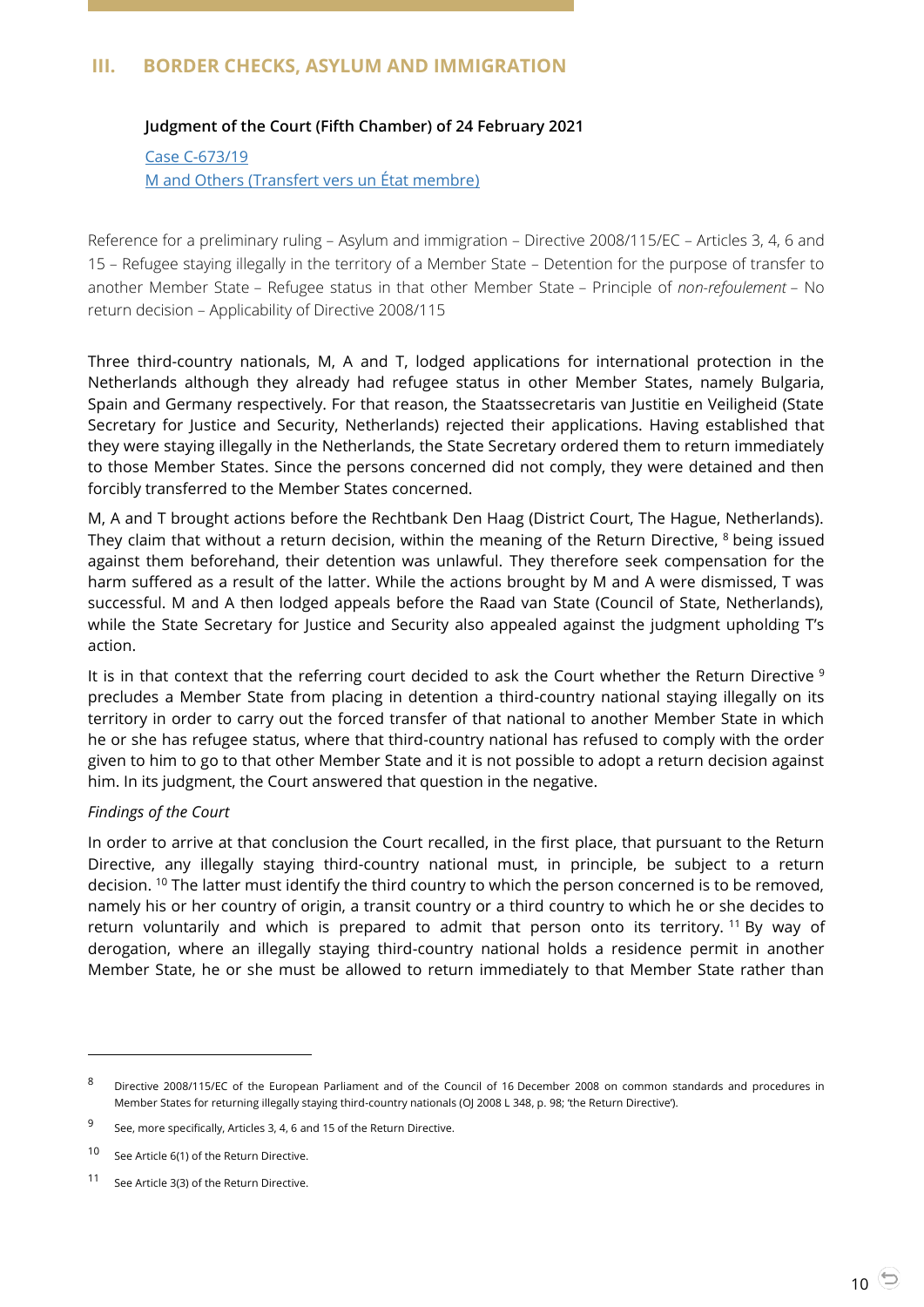## III. BORDER CHECKS, ASYLUM AND IMMIGRATION

**Judgment of the Court (Fifth Chamber) of 24 February 2021**

Case C-673/19
M and Others (Transfert vers un État membre)

Reference for a preliminary ruling – Asylum and immigration – Directive 2008/115/EC – Articles 3, 4, 6 and 15 – Refugee staying illegally in the territory of a Member State – Detention for the purpose of transfer to another Member State – Refugee status in that other Member State – Principle of *non-refoulement* – No return decision – Applicability of Directive 2008/115

Three third-country nationals, M, A and T, lodged applications for international protection in the Netherlands although they already had refugee status in other Member States, namely Bulgaria, Spain and Germany respectively. For that reason, the Staatssecretaris van Justitie en Veiligheid (State Secretary for Justice and Security, Netherlands) rejected their applications. Having established that they were staying illegally in the Netherlands, the State Secretary ordered them to return immediately to those Member States. Since the persons concerned did not comply, they were detained and then forcibly transferred to the Member States concerned.

M, A and T brought actions before the Rechtbank Den Haag (District Court, The Hague, Netherlands). They claim that without a return decision, within the meaning of the Return Directive, [8] being issued against them beforehand, their detention was unlawful. They therefore seek compensation for the harm suffered as a result of the latter. While the actions brought by M and A were dismissed, T was successful. M and A then lodged appeals before the Raad van State (Council of State, Netherlands), while the State Secretary for Justice and Security also appealed against the judgment upholding T's action.

It is in that context that the referring court decided to ask the Court whether the Return Directive [9] precludes a Member State from placing in detention a third-country national staying illegally on its territory in order to carry out the forced transfer of that national to another Member State in which he or she has refugee status, where that third-country national has refused to comply with the order given to him to go to that other Member State and it is not possible to adopt a return decision against him. In its judgment, the Court answered that question in the negative.

*Findings of the Court*

In order to arrive at that conclusion the Court recalled, in the first place, that pursuant to the Return Directive, any illegally staying third-country national must, in principle, be subject to a return decision. [10] The latter must identify the third country to which the person concerned is to be removed, namely his or her country of origin, a transit country or a third country to which he or she decides to return voluntarily and which is prepared to admit that person onto its territory. [11] By way of derogation, where an illegally staying third-country national holds a residence permit in another Member State, he or she must be allowed to return immediately to that Member State rather than

---

[8] Directive 2008/115/EC of the European Parliament and of the Council of 16 December 2008 on common standards and procedures in Member States for returning illegally staying third-country nationals (OJ 2008 L 348, p. 98; 'the Return Directive').

[9] See, more specifically, Articles 3, 4, 6 and 15 of the Return Directive.

[10] See Article 6(1) of the Return Directive.

[11] See Article 3(3) of the Return Directive.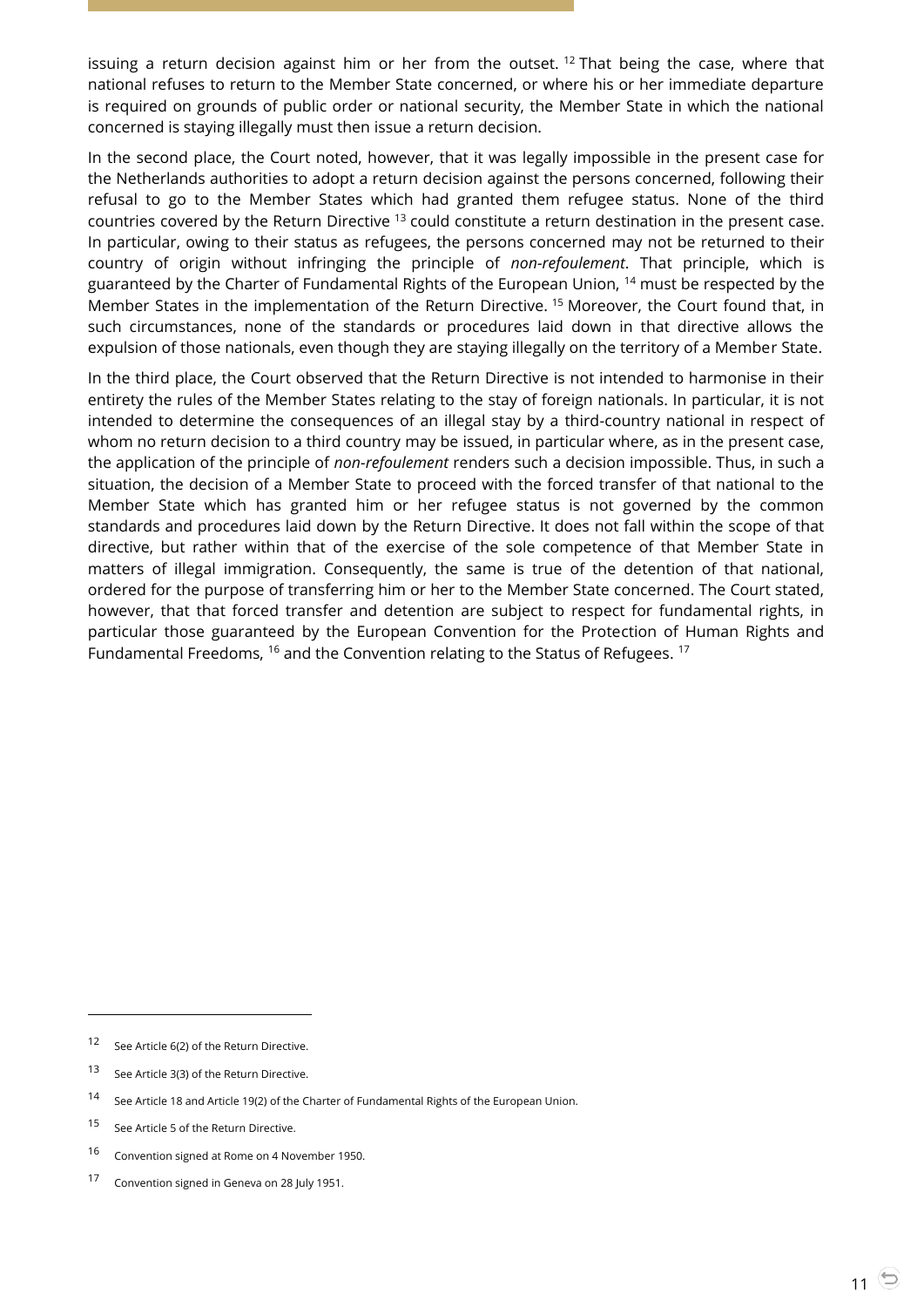issuing a return decision against him or her from the outset. [12] That being the case, where that national refuses to return to the Member State concerned, or where his or her immediate departure is required on grounds of public order or national security, the Member State in which the national concerned is staying illegally must then issue a return decision.

In the second place, the Court noted, however, that it was legally impossible in the present case for the Netherlands authorities to adopt a return decision against the persons concerned, following their refusal to go to the Member States which had granted them refugee status. None of the third countries covered by the Return Directive [13] could constitute a return destination in the present case. In particular, owing to their status as refugees, the persons concerned may not be returned to their country of origin without infringing the principle of *non-refoulement*. That principle, which is guaranteed by the Charter of Fundamental Rights of the European Union, [14] must be respected by the Member States in the implementation of the Return Directive. [15] Moreover, the Court found that, in such circumstances, none of the standards or procedures laid down in that directive allows the expulsion of those nationals, even though they are staying illegally on the territory of a Member State.

In the third place, the Court observed that the Return Directive is not intended to harmonise in their entirety the rules of the Member States relating to the stay of foreign nationals. In particular, it is not intended to determine the consequences of an illegal stay by a third-country national in respect of whom no return decision to a third country may be issued, in particular where, as in the present case, the application of the principle of *non-refoulement* renders such a decision impossible. Thus, in such a situation, the decision of a Member State to proceed with the forced transfer of that national to the Member State which has granted him or her refugee status is not governed by the common standards and procedures laid down by the Return Directive. It does not fall within the scope of that directive, but rather within that of the exercise of the sole competence of that Member State in matters of illegal immigration. Consequently, the same is true of the detention of that national, ordered for the purpose of transferring him or her to the Member State concerned. The Court stated, however, that that forced transfer and detention are subject to respect for fundamental rights, in particular those guaranteed by the European Convention for the Protection of Human Rights and Fundamental Freedoms, [16] and the Convention relating to the Status of Refugees. [17]

---

[12] See Article 6(2) of the Return Directive.

[13] See Article 3(3) of the Return Directive.

[14] See Article 18 and Article 19(2) of the Charter of Fundamental Rights of the European Union.

[15] See Article 5 of the Return Directive.

[16] Convention signed at Rome on 4 November 1950.

[17] Convention signed in Geneva on 28 July 1951.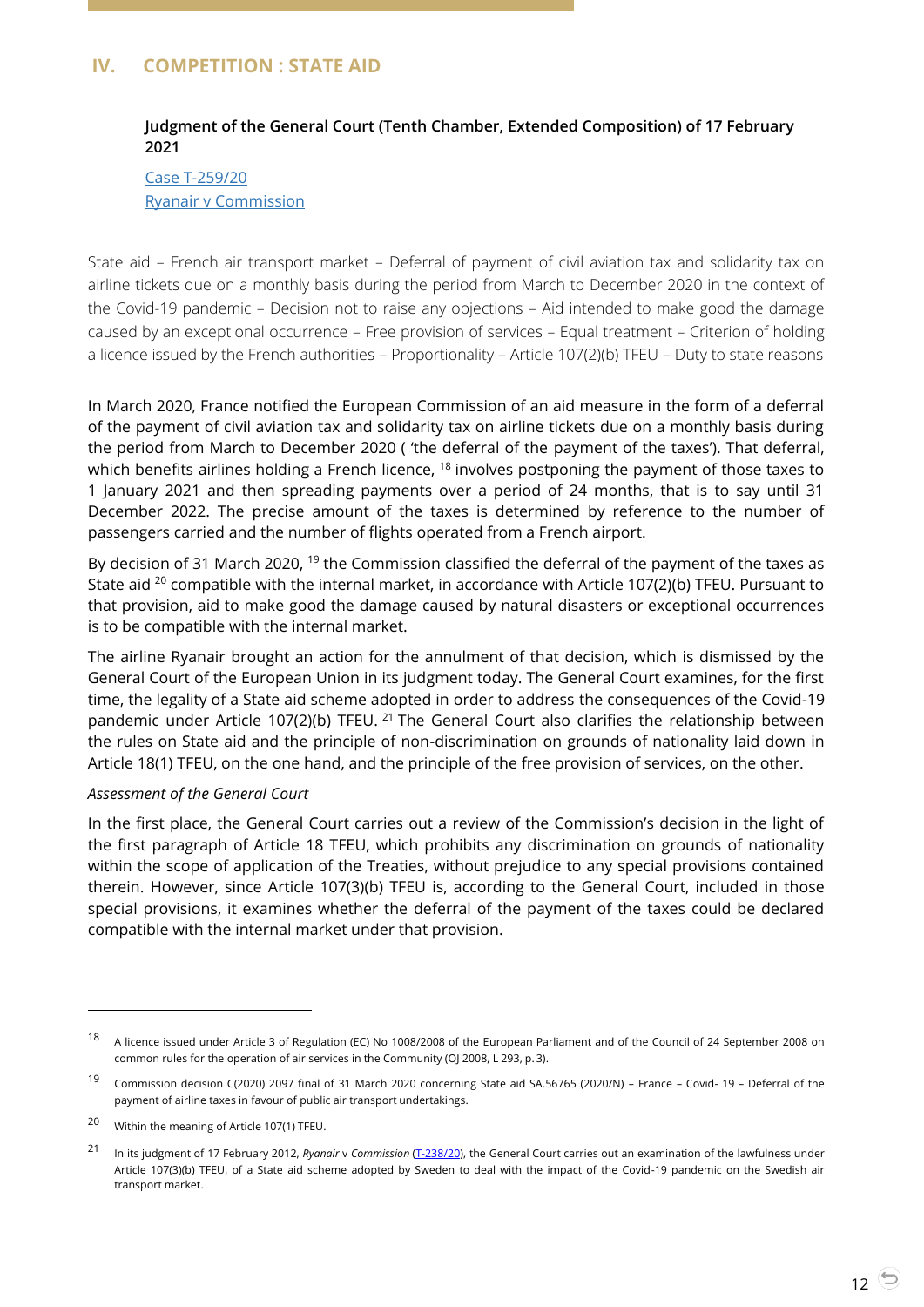## IV. COMPETITION : STATE AID

**Judgment of the General Court (Tenth Chamber, Extended Composition) of 17 February 2021**

[Case T-259/20](#)
[Ryanair v Commission](#)

State aid – French air transport market – Deferral of payment of civil aviation tax and solidarity tax on airline tickets due on a monthly basis during the period from March to December 2020 in the context of the Covid-19 pandemic – Decision not to raise any objections – Aid intended to make good the damage caused by an exceptional occurrence – Free provision of services – Equal treatment – Criterion of holding a licence issued by the French authorities – Proportionality – Article 107(2)(b) TFEU – Duty to state reasons

In March 2020, France notified the European Commission of an aid measure in the form of a deferral of the payment of civil aviation tax and solidarity tax on airline tickets due on a monthly basis during the period from March to December 2020 ( 'the deferral of the payment of the taxes'). That deferral, which benefits airlines holding a French licence, [18] involves postponing the payment of those taxes to 1 January 2021 and then spreading payments over a period of 24 months, that is to say until 31 December 2022. The precise amount of the taxes is determined by reference to the number of passengers carried and the number of flights operated from a French airport.

By decision of 31 March 2020, [19] the Commission classified the deferral of the payment of the taxes as State aid [20] compatible with the internal market, in accordance with Article 107(2)(b) TFEU. Pursuant to that provision, aid to make good the damage caused by natural disasters or exceptional occurrences is to be compatible with the internal market.

The airline Ryanair brought an action for the annulment of that decision, which is dismissed by the General Court of the European Union in its judgment today. The General Court examines, for the first time, the legality of a State aid scheme adopted in order to address the consequences of the Covid-19 pandemic under Article 107(2)(b) TFEU. [21] The General Court also clarifies the relationship between the rules on State aid and the principle of non-discrimination on grounds of nationality laid down in Article 18(1) TFEU, on the one hand, and the principle of the free provision of services, on the other.

*Assessment of the General Court*

In the first place, the General Court carries out a review of the Commission's decision in the light of the first paragraph of Article 18 TFEU, which prohibits any discrimination on grounds of nationality within the scope of application of the Treaties, without prejudice to any special provisions contained therein. However, since Article 107(3)(b) TFEU is, according to the General Court, included in those special provisions, it examines whether the deferral of the payment of the taxes could be declared compatible with the internal market under that provision.

---

[18] A licence issued under Article 3 of Regulation (EC) No 1008/2008 of the European Parliament and of the Council of 24 September 2008 on common rules for the operation of air services in the Community (OJ 2008, L 293, p. 3).

[19] Commission decision C(2020) 2097 final of 31 March 2020 concerning State aid SA.56765 (2020/N) – France – Covid- 19 – Deferral of the payment of airline taxes in favour of public air transport undertakings.

[20] Within the meaning of Article 107(1) TFEU.

[21] In its judgment of 17 February 2012, *Ryanair* v *Commission* ([T-238/20](#)), the General Court carries out an examination of the lawfulness under Article 107(3)(b) TFEU, of a State aid scheme adopted by Sweden to deal with the impact of the Covid-19 pandemic on the Swedish air transport market.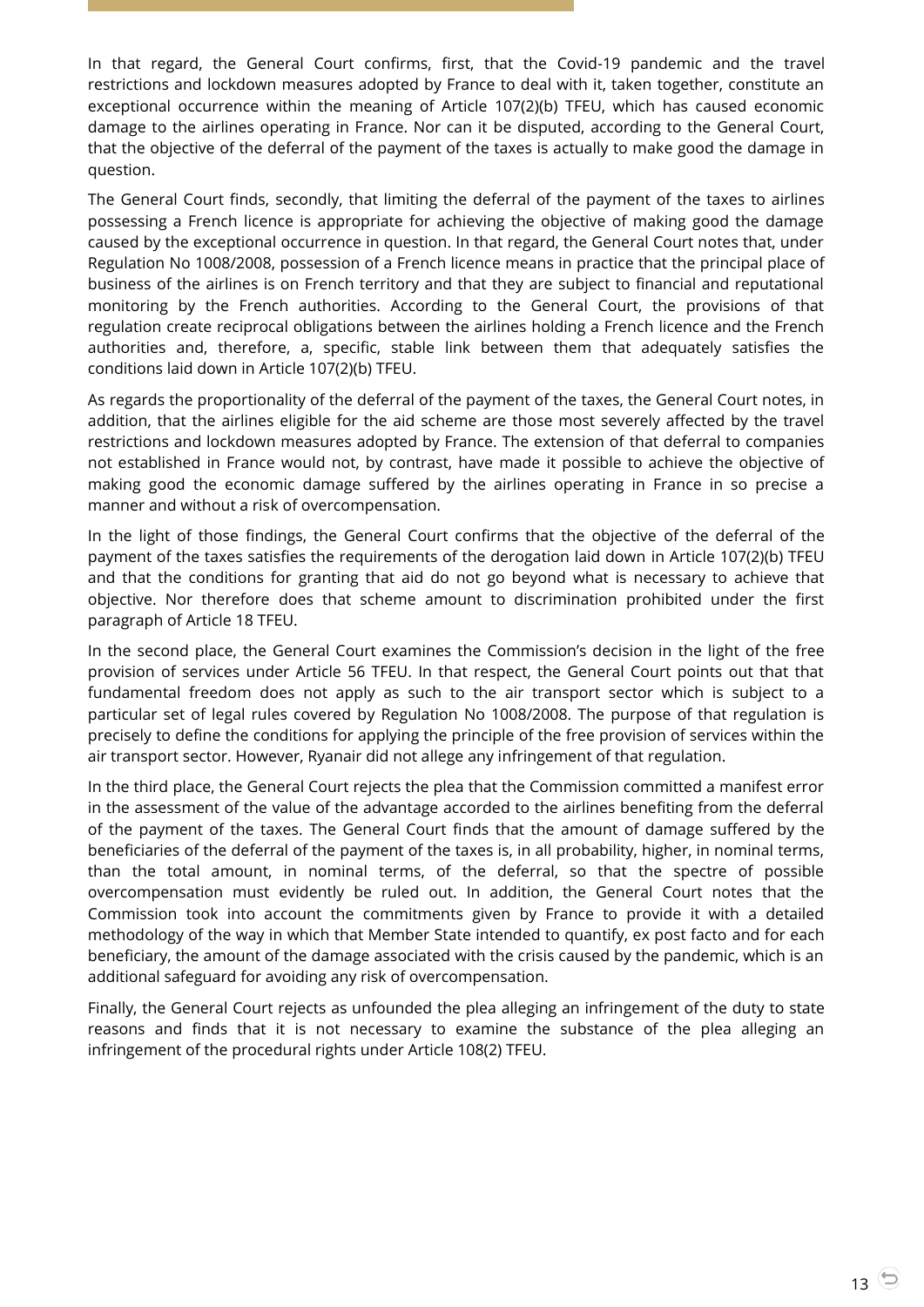In that regard, the General Court confirms, first, that the Covid-19 pandemic and the travel restrictions and lockdown measures adopted by France to deal with it, taken together, constitute an exceptional occurrence within the meaning of Article 107(2)(b) TFEU, which has caused economic damage to the airlines operating in France. Nor can it be disputed, according to the General Court, that the objective of the deferral of the payment of the taxes is actually to make good the damage in question.

The General Court finds, secondly, that limiting the deferral of the payment of the taxes to airlines possessing a French licence is appropriate for achieving the objective of making good the damage caused by the exceptional occurrence in question. In that regard, the General Court notes that, under Regulation No 1008/2008, possession of a French licence means in practice that the principal place of business of the airlines is on French territory and that they are subject to financial and reputational monitoring by the French authorities. According to the General Court, the provisions of that regulation create reciprocal obligations between the airlines holding a French licence and the French authorities and, therefore, a, specific, stable link between them that adequately satisfies the conditions laid down in Article 107(2)(b) TFEU.

As regards the proportionality of the deferral of the payment of the taxes, the General Court notes, in addition, that the airlines eligible for the aid scheme are those most severely affected by the travel restrictions and lockdown measures adopted by France. The extension of that deferral to companies not established in France would not, by contrast, have made it possible to achieve the objective of making good the economic damage suffered by the airlines operating in France in so precise a manner and without a risk of overcompensation.

In the light of those findings, the General Court confirms that the objective of the deferral of the payment of the taxes satisfies the requirements of the derogation laid down in Article 107(2)(b) TFEU and that the conditions for granting that aid do not go beyond what is necessary to achieve that objective. Nor therefore does that scheme amount to discrimination prohibited under the first paragraph of Article 18 TFEU.

In the second place, the General Court examines the Commission's decision in the light of the free provision of services under Article 56 TFEU. In that respect, the General Court points out that that fundamental freedom does not apply as such to the air transport sector which is subject to a particular set of legal rules covered by Regulation No 1008/2008. The purpose of that regulation is precisely to define the conditions for applying the principle of the free provision of services within the air transport sector. However, Ryanair did not allege any infringement of that regulation.

In the third place, the General Court rejects the plea that the Commission committed a manifest error in the assessment of the value of the advantage accorded to the airlines benefiting from the deferral of the payment of the taxes. The General Court finds that the amount of damage suffered by the beneficiaries of the deferral of the payment of the taxes is, in all probability, higher, in nominal terms, than the total amount, in nominal terms, of the deferral, so that the spectre of possible overcompensation must evidently be ruled out. In addition, the General Court notes that the Commission took into account the commitments given by France to provide it with a detailed methodology of the way in which that Member State intended to quantify, ex post facto and for each beneficiary, the amount of the damage associated with the crisis caused by the pandemic, which is an additional safeguard for avoiding any risk of overcompensation.

Finally, the General Court rejects as unfounded the plea alleging an infringement of the duty to state reasons and finds that it is not necessary to examine the substance of the plea alleging an infringement of the procedural rights under Article 108(2) TFEU.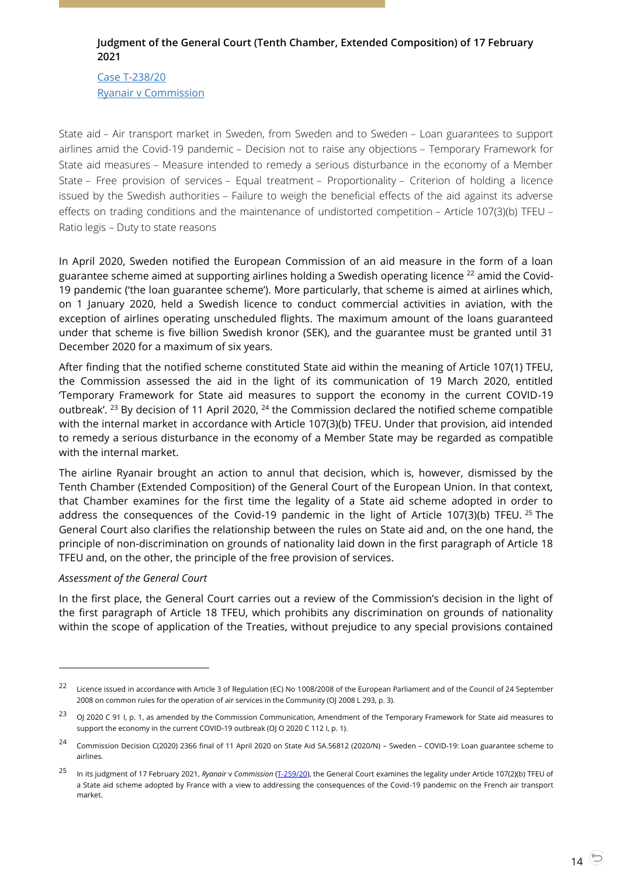**Judgment of the General Court (Tenth Chamber, Extended Composition) of 17 February 2021**

Case T-238/20
Ryanair v Commission

State aid – Air transport market in Sweden, from Sweden and to Sweden – Loan guarantees to support airlines amid the Covid-19 pandemic – Decision not to raise any objections – Temporary Framework for State aid measures – Measure intended to remedy a serious disturbance in the economy of a Member State – Free provision of services – Equal treatment – Proportionality – Criterion of holding a licence issued by the Swedish authorities – Failure to weigh the beneficial effects of the aid against its adverse effects on trading conditions and the maintenance of undistorted competition – Article 107(3)(b) TFEU – Ratio legis – Duty to state reasons

In April 2020, Sweden notified the European Commission of an aid measure in the form of a loan guarantee scheme aimed at supporting airlines holding a Swedish operating licence [22] amid the Covid-19 pandemic ('the loan guarantee scheme'). More particularly, that scheme is aimed at airlines which, on 1 January 2020, held a Swedish licence to conduct commercial activities in aviation, with the exception of airlines operating unscheduled flights. The maximum amount of the loans guaranteed under that scheme is five billion Swedish kronor (SEK), and the guarantee must be granted until 31 December 2020 for a maximum of six years.

After finding that the notified scheme constituted State aid within the meaning of Article 107(1) TFEU, the Commission assessed the aid in the light of its communication of 19 March 2020, entitled 'Temporary Framework for State aid measures to support the economy in the current COVID-19 outbreak'. [23] By decision of 11 April 2020, [24] the Commission declared the notified scheme compatible with the internal market in accordance with Article 107(3)(b) TFEU. Under that provision, aid intended to remedy a serious disturbance in the economy of a Member State may be regarded as compatible with the internal market.

The airline Ryanair brought an action to annul that decision, which is, however, dismissed by the Tenth Chamber (Extended Composition) of the General Court of the European Union. In that context, that Chamber examines for the first time the legality of a State aid scheme adopted in order to address the consequences of the Covid-19 pandemic in the light of Article 107(3)(b) TFEU. [25] The General Court also clarifies the relationship between the rules on State aid and, on the one hand, the principle of non-discrimination on grounds of nationality laid down in the first paragraph of Article 18 TFEU and, on the other, the principle of the free provision of services.

*Assessment of the General Court*

In the first place, the General Court carries out a review of the Commission's decision in the light of the first paragraph of Article 18 TFEU, which prohibits any discrimination on grounds of nationality within the scope of application of the Treaties, without prejudice to any special provisions contained

---

[22] Licence issued in accordance with Article 3 of Regulation (EC) No 1008/2008 of the European Parliament and of the Council of 24 September 2008 on common rules for the operation of air services in the Community (OJ 2008 L 293, p. 3).

[23] OJ 2020 C 91 I, p. 1, as amended by the Commission Communication, Amendment of the Temporary Framework for State aid measures to support the economy in the current COVID-19 outbreak (OJ O 2020 C 112 I, p. 1).

[24] Commission Decision C(2020) 2366 final of 11 April 2020 on State Aid SA.56812 (2020/N) – Sweden – COVID-19: Loan guarantee scheme to airlines.

[25] In its judgment of 17 February 2021, *Ryanair* v *Commission* (T-259/20), the General Court examines the legality under Article 107(2)(b) TFEU of a State aid scheme adopted by France with a view to addressing the consequences of the Covid-19 pandemic on the French air transport market.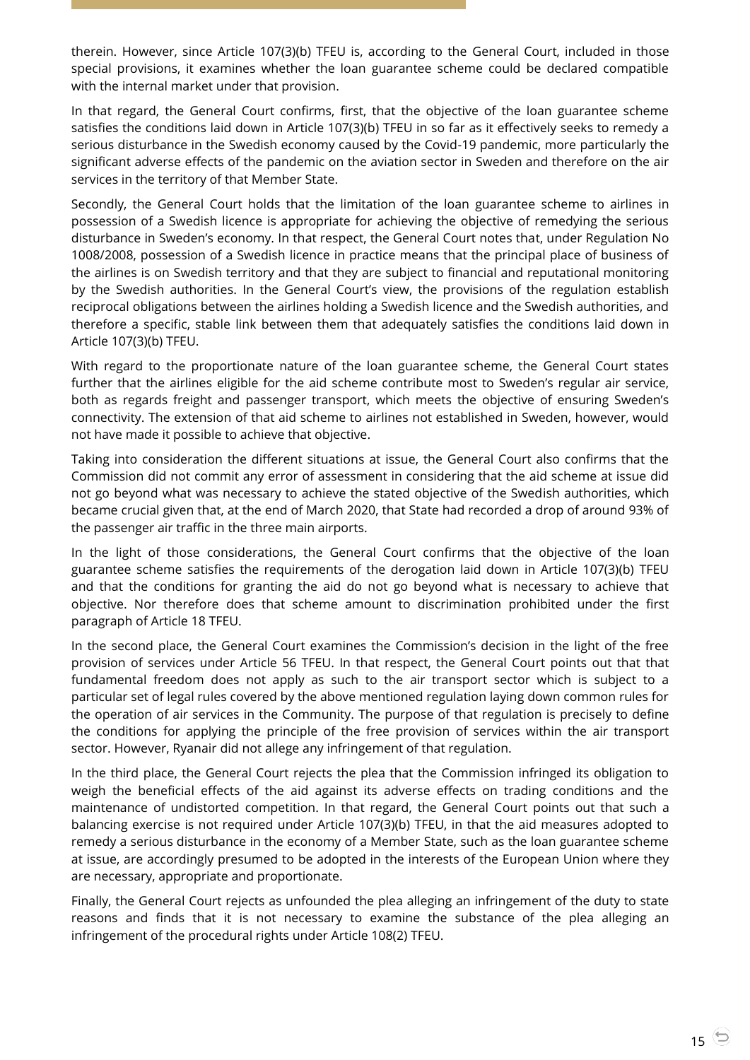therein. However, since Article 107(3)(b) TFEU is, according to the General Court, included in those special provisions, it examines whether the loan guarantee scheme could be declared compatible with the internal market under that provision.

In that regard, the General Court confirms, first, that the objective of the loan guarantee scheme satisfies the conditions laid down in Article 107(3)(b) TFEU in so far as it effectively seeks to remedy a serious disturbance in the Swedish economy caused by the Covid-19 pandemic, more particularly the significant adverse effects of the pandemic on the aviation sector in Sweden and therefore on the air services in the territory of that Member State.

Secondly, the General Court holds that the limitation of the loan guarantee scheme to airlines in possession of a Swedish licence is appropriate for achieving the objective of remedying the serious disturbance in Sweden's economy. In that respect, the General Court notes that, under Regulation No 1008/2008, possession of a Swedish licence in practice means that the principal place of business of the airlines is on Swedish territory and that they are subject to financial and reputational monitoring by the Swedish authorities. In the General Court's view, the provisions of the regulation establish reciprocal obligations between the airlines holding a Swedish licence and the Swedish authorities, and therefore a specific, stable link between them that adequately satisfies the conditions laid down in Article 107(3)(b) TFEU.

With regard to the proportionate nature of the loan guarantee scheme, the General Court states further that the airlines eligible for the aid scheme contribute most to Sweden's regular air service, both as regards freight and passenger transport, which meets the objective of ensuring Sweden's connectivity. The extension of that aid scheme to airlines not established in Sweden, however, would not have made it possible to achieve that objective.

Taking into consideration the different situations at issue, the General Court also confirms that the Commission did not commit any error of assessment in considering that the aid scheme at issue did not go beyond what was necessary to achieve the stated objective of the Swedish authorities, which became crucial given that, at the end of March 2020, that State had recorded a drop of around 93% of the passenger air traffic in the three main airports.

In the light of those considerations, the General Court confirms that the objective of the loan guarantee scheme satisfies the requirements of the derogation laid down in Article 107(3)(b) TFEU and that the conditions for granting the aid do not go beyond what is necessary to achieve that objective. Nor therefore does that scheme amount to discrimination prohibited under the first paragraph of Article 18 TFEU.

In the second place, the General Court examines the Commission's decision in the light of the free provision of services under Article 56 TFEU. In that respect, the General Court points out that that fundamental freedom does not apply as such to the air transport sector which is subject to a particular set of legal rules covered by the above mentioned regulation laying down common rules for the operation of air services in the Community. The purpose of that regulation is precisely to define the conditions for applying the principle of the free provision of services within the air transport sector. However, Ryanair did not allege any infringement of that regulation.

In the third place, the General Court rejects the plea that the Commission infringed its obligation to weigh the beneficial effects of the aid against its adverse effects on trading conditions and the maintenance of undistorted competition. In that regard, the General Court points out that such a balancing exercise is not required under Article 107(3)(b) TFEU, in that the aid measures adopted to remedy a serious disturbance in the economy of a Member State, such as the loan guarantee scheme at issue, are accordingly presumed to be adopted in the interests of the European Union where they are necessary, appropriate and proportionate.

Finally, the General Court rejects as unfounded the plea alleging an infringement of the duty to state reasons and finds that it is not necessary to examine the substance of the plea alleging an infringement of the procedural rights under Article 108(2) TFEU.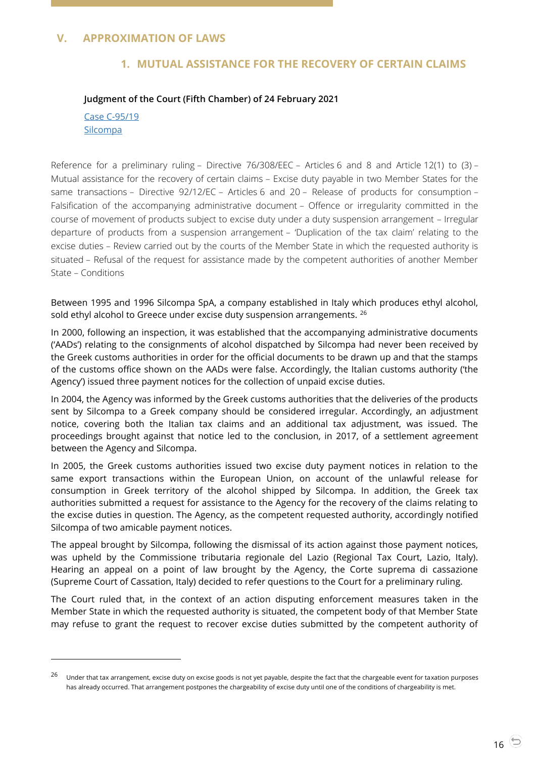## V. APPROXIMATION OF LAWS

### 1. MUTUAL ASSISTANCE FOR THE RECOVERY OF CERTAIN CLAIMS

**Judgment of the Court (Fifth Chamber) of 24 February 2021**

Case C-95/19
Silcompa

Reference for a preliminary ruling – Directive 76/308/EEC – Articles 6 and 8 and Article 12(1) to (3) – Mutual assistance for the recovery of certain claims – Excise duty payable in two Member States for the same transactions – Directive 92/12/EC – Articles 6 and 20 – Release of products for consumption – Falsification of the accompanying administrative document – Offence or irregularity committed in the course of movement of products subject to excise duty under a duty suspension arrangement – Irregular departure of products from a suspension arrangement – 'Duplication of the tax claim' relating to the excise duties – Review carried out by the courts of the Member State in which the requested authority is situated – Refusal of the request for assistance made by the competent authorities of another Member State – Conditions

Between 1995 and 1996 Silcompa SpA, a company established in Italy which produces ethyl alcohol, sold ethyl alcohol to Greece under excise duty suspension arrangements. [26]

In 2000, following an inspection, it was established that the accompanying administrative documents ('AADs') relating to the consignments of alcohol dispatched by Silcompa had never been received by the Greek customs authorities in order for the official documents to be drawn up and that the stamps of the customs office shown on the AADs were false. Accordingly, the Italian customs authority ('the Agency') issued three payment notices for the collection of unpaid excise duties.

In 2004, the Agency was informed by the Greek customs authorities that the deliveries of the products sent by Silcompa to a Greek company should be considered irregular. Accordingly, an adjustment notice, covering both the Italian tax claims and an additional tax adjustment, was issued. The proceedings brought against that notice led to the conclusion, in 2017, of a settlement agreement between the Agency and Silcompa.

In 2005, the Greek customs authorities issued two excise duty payment notices in relation to the same export transactions within the European Union, on account of the unlawful release for consumption in Greek territory of the alcohol shipped by Silcompa. In addition, the Greek tax authorities submitted a request for assistance to the Agency for the recovery of the claims relating to the excise duties in question. The Agency, as the competent requested authority, accordingly notified Silcompa of two amicable payment notices.

The appeal brought by Silcompa, following the dismissal of its action against those payment notices, was upheld by the Commissione tributaria regionale del Lazio (Regional Tax Court, Lazio, Italy). Hearing an appeal on a point of law brought by the Agency, the Corte suprema di cassazione (Supreme Court of Cassation, Italy) decided to refer questions to the Court for a preliminary ruling.

The Court ruled that, in the context of an action disputing enforcement measures taken in the Member State in which the requested authority is situated, the competent body of that Member State may refuse to grant the request to recover excise duties submitted by the competent authority of

---

[26] Under that tax arrangement, excise duty on excise goods is not yet payable, despite the fact that the chargeable event for taxation purposes has already occurred. That arrangement postpones the chargeability of excise duty until one of the conditions of chargeability is met.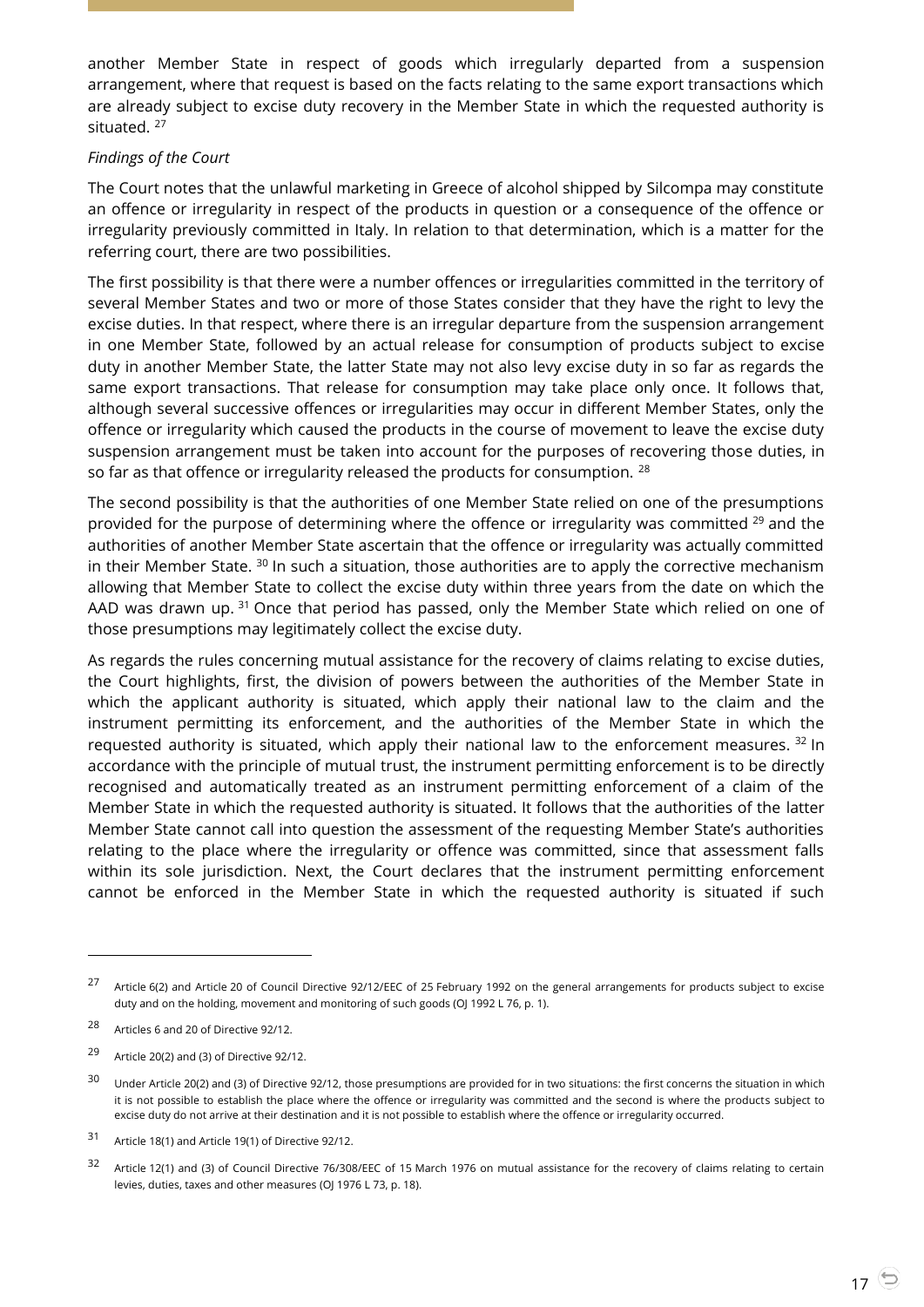another Member State in respect of goods which irregularly departed from a suspension arrangement, where that request is based on the facts relating to the same export transactions which are already subject to excise duty recovery in the Member State in which the requested authority is situated. [27]

*Findings of the Court*

The Court notes that the unlawful marketing in Greece of alcohol shipped by Silcompa may constitute an offence or irregularity in respect of the products in question or a consequence of the offence or irregularity previously committed in Italy. In relation to that determination, which is a matter for the referring court, there are two possibilities.

The first possibility is that there were a number offences or irregularities committed in the territory of several Member States and two or more of those States consider that they have the right to levy the excise duties. In that respect, where there is an irregular departure from the suspension arrangement in one Member State, followed by an actual release for consumption of products subject to excise duty in another Member State, the latter State may not also levy excise duty in so far as regards the same export transactions. That release for consumption may take place only once. It follows that, although several successive offences or irregularities may occur in different Member States, only the offence or irregularity which caused the products in the course of movement to leave the excise duty suspension arrangement must be taken into account for the purposes of recovering those duties, in so far as that offence or irregularity released the products for consumption. [28]

The second possibility is that the authorities of one Member State relied on one of the presumptions provided for the purpose of determining where the offence or irregularity was committed [29] and the authorities of another Member State ascertain that the offence or irregularity was actually committed in their Member State. [30] In such a situation, those authorities are to apply the corrective mechanism allowing that Member State to collect the excise duty within three years from the date on which the AAD was drawn up. [31] Once that period has passed, only the Member State which relied on one of those presumptions may legitimately collect the excise duty.

As regards the rules concerning mutual assistance for the recovery of claims relating to excise duties, the Court highlights, first, the division of powers between the authorities of the Member State in which the applicant authority is situated, which apply their national law to the claim and the instrument permitting its enforcement, and the authorities of the Member State in which the requested authority is situated, which apply their national law to the enforcement measures. [32] In accordance with the principle of mutual trust, the instrument permitting enforcement is to be directly recognised and automatically treated as an instrument permitting enforcement of a claim of the Member State in which the requested authority is situated. It follows that the authorities of the latter Member State cannot call into question the assessment of the requesting Member State's authorities relating to the place where the irregularity or offence was committed, since that assessment falls within its sole jurisdiction. Next, the Court declares that the instrument permitting enforcement cannot be enforced in the Member State in which the requested authority is situated if such

---

[27] Article 6(2) and Article 20 of Council Directive 92/12/EEC of 25 February 1992 on the general arrangements for products subject to excise duty and on the holding, movement and monitoring of such goods (OJ 1992 L 76, p. 1).

[28] Articles 6 and 20 of Directive 92/12.

[29] Article 20(2) and (3) of Directive 92/12.

[30] Under Article 20(2) and (3) of Directive 92/12, those presumptions are provided for in two situations: the first concerns the situation in which it is not possible to establish the place where the offence or irregularity was committed and the second is where the products subject to excise duty do not arrive at their destination and it is not possible to establish where the offence or irregularity occurred.

[31] Article 18(1) and Article 19(1) of Directive 92/12.

[32] Article 12(1) and (3) of Council Directive 76/308/EEC of 15 March 1976 on mutual assistance for the recovery of claims relating to certain levies, duties, taxes and other measures (OJ 1976 L 73, p. 18).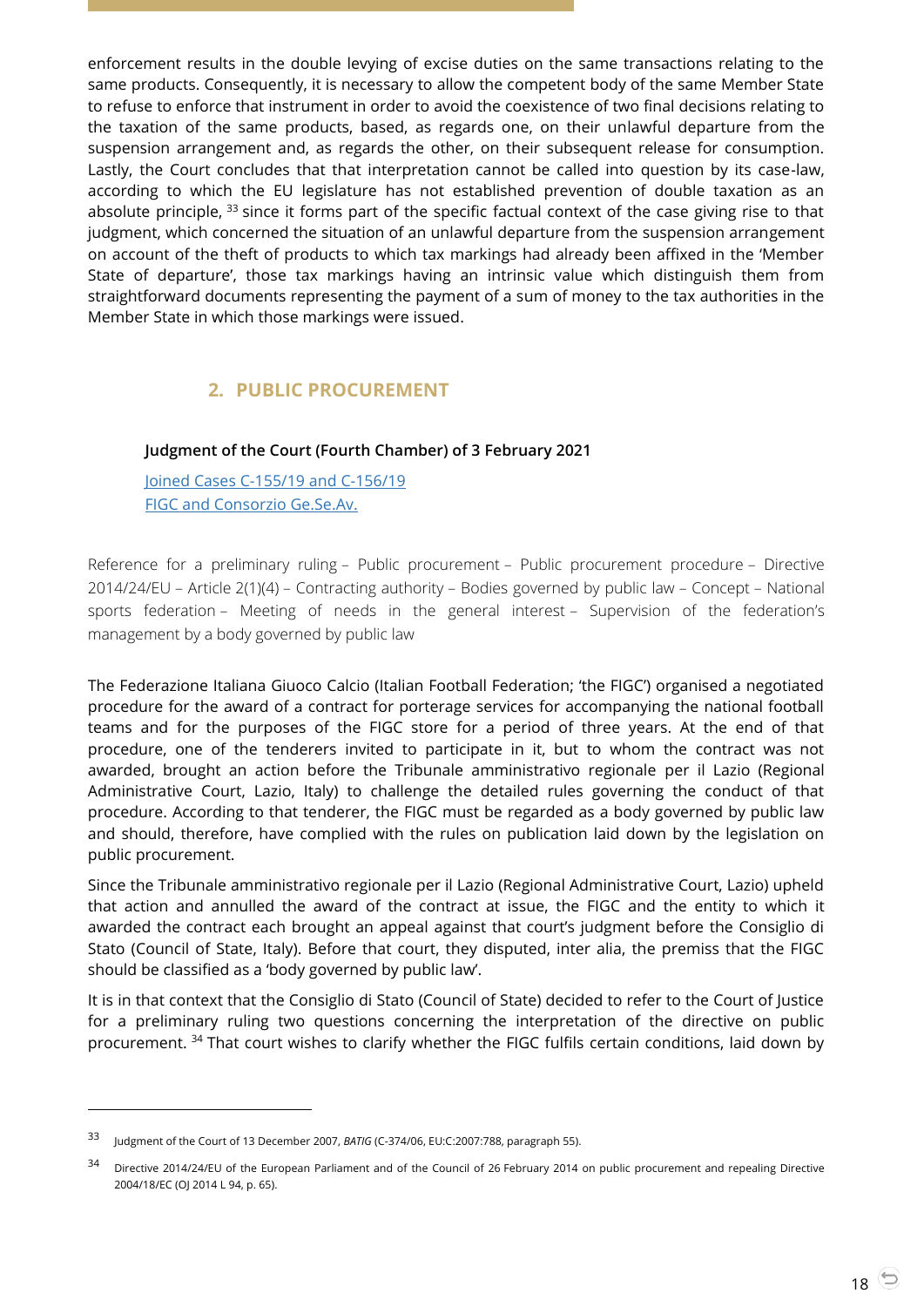enforcement results in the double levying of excise duties on the same transactions relating to the same products. Consequently, it is necessary to allow the competent body of the same Member State to refuse to enforce that instrument in order to avoid the coexistence of two final decisions relating to the taxation of the same products, based, as regards one, on their unlawful departure from the suspension arrangement and, as regards the other, on their subsequent release for consumption. Lastly, the Court concludes that that interpretation cannot be called into question by its case-law, according to which the EU legislature has not established prevention of double taxation as an absolute principle, [33] since it forms part of the specific factual context of the case giving rise to that judgment, which concerned the situation of an unlawful departure from the suspension arrangement on account of the theft of products to which tax markings had already been affixed in the 'Member State of departure', those tax markings having an intrinsic value which distinguish them from straightforward documents representing the payment of a sum of money to the tax authorities in the Member State in which those markings were issued.

## 2. PUBLIC PROCUREMENT

**Judgment of the Court (Fourth Chamber) of 3 February 2021**

Joined Cases C-155/19 and C-156/19
FIGC and Consorzio Ge.Se.Av.

Reference for a preliminary ruling – Public procurement – Public procurement procedure – Directive 2014/24/EU – Article 2(1)(4) – Contracting authority – Bodies governed by public law – Concept – National sports federation – Meeting of needs in the general interest – Supervision of the federation's management by a body governed by public law

The Federazione Italiana Giuoco Calcio (Italian Football Federation; 'the FIGC') organised a negotiated procedure for the award of a contract for porterage services for accompanying the national football teams and for the purposes of the FIGC store for a period of three years. At the end of that procedure, one of the tenderers invited to participate in it, but to whom the contract was not awarded, brought an action before the Tribunale amministrativo regionale per il Lazio (Regional Administrative Court, Lazio, Italy) to challenge the detailed rules governing the conduct of that procedure. According to that tenderer, the FIGC must be regarded as a body governed by public law and should, therefore, have complied with the rules on publication laid down by the legislation on public procurement.

Since the Tribunale amministrativo regionale per il Lazio (Regional Administrative Court, Lazio) upheld that action and annulled the award of the contract at issue, the FIGC and the entity to which it awarded the contract each brought an appeal against that court's judgment before the Consiglio di Stato (Council of State, Italy). Before that court, they disputed, inter alia, the premiss that the FIGC should be classified as a 'body governed by public law'.

It is in that context that the Consiglio di Stato (Council of State) decided to refer to the Court of Justice for a preliminary ruling two questions concerning the interpretation of the directive on public procurement. [34] That court wishes to clarify whether the FIGC fulfils certain conditions, laid down by

---

[33] Judgment of the Court of 13 December 2007, *BATIG* (C-374/06, EU:C:2007:788, paragraph 55).

[34] Directive 2014/24/EU of the European Parliament and of the Council of 26 February 2014 on public procurement and repealing Directive 2004/18/EC (OJ 2014 L 94, p. 65).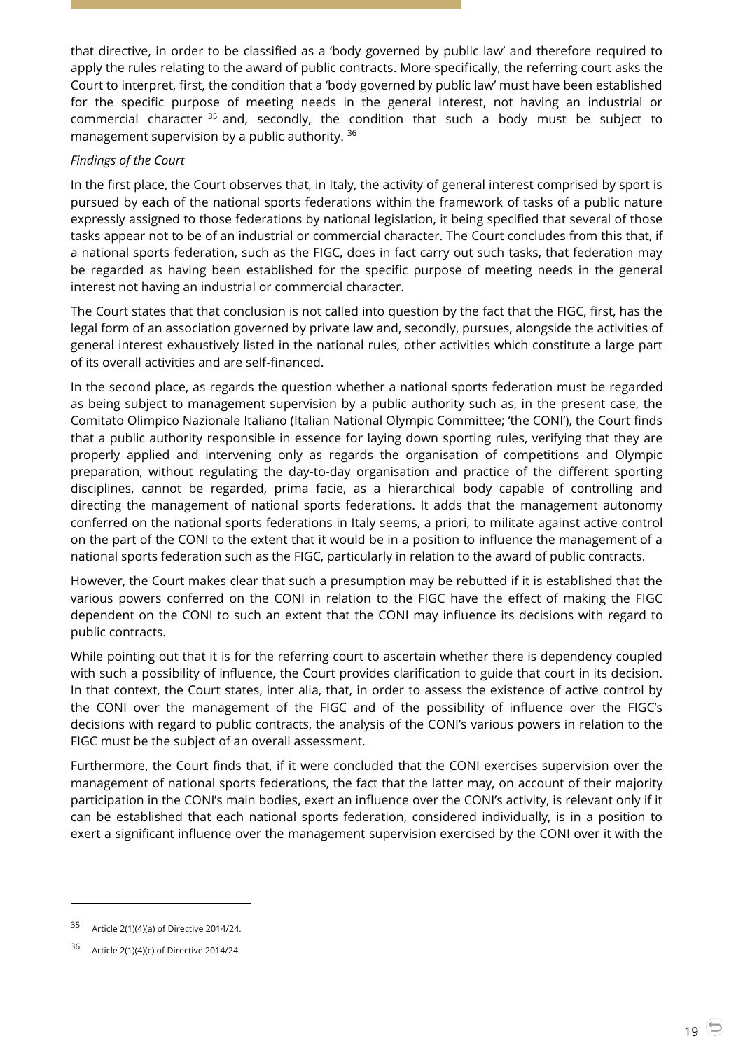that directive, in order to be classified as a 'body governed by public law' and therefore required to apply the rules relating to the award of public contracts. More specifically, the referring court asks the Court to interpret, first, the condition that a 'body governed by public law' must have been established for the specific purpose of meeting needs in the general interest, not having an industrial or commercial character [35] and, secondly, the condition that such a body must be subject to management supervision by a public authority. [36]

*Findings of the Court*

In the first place, the Court observes that, in Italy, the activity of general interest comprised by sport is pursued by each of the national sports federations within the framework of tasks of a public nature expressly assigned to those federations by national legislation, it being specified that several of those tasks appear not to be of an industrial or commercial character. The Court concludes from this that, if a national sports federation, such as the FIGC, does in fact carry out such tasks, that federation may be regarded as having been established for the specific purpose of meeting needs in the general interest not having an industrial or commercial character.

The Court states that that conclusion is not called into question by the fact that the FIGC, first, has the legal form of an association governed by private law and, secondly, pursues, alongside the activities of general interest exhaustively listed in the national rules, other activities which constitute a large part of its overall activities and are self-financed.

In the second place, as regards the question whether a national sports federation must be regarded as being subject to management supervision by a public authority such as, in the present case, the Comitato Olimpico Nazionale Italiano (Italian National Olympic Committee; 'the CONI'), the Court finds that a public authority responsible in essence for laying down sporting rules, verifying that they are properly applied and intervening only as regards the organisation of competitions and Olympic preparation, without regulating the day-to-day organisation and practice of the different sporting disciplines, cannot be regarded, prima facie, as a hierarchical body capable of controlling and directing the management of national sports federations. It adds that the management autonomy conferred on the national sports federations in Italy seems, a priori, to militate against active control on the part of the CONI to the extent that it would be in a position to influence the management of a national sports federation such as the FIGC, particularly in relation to the award of public contracts.

However, the Court makes clear that such a presumption may be rebutted if it is established that the various powers conferred on the CONI in relation to the FIGC have the effect of making the FIGC dependent on the CONI to such an extent that the CONI may influence its decisions with regard to public contracts.

While pointing out that it is for the referring court to ascertain whether there is dependency coupled with such a possibility of influence, the Court provides clarification to guide that court in its decision. In that context, the Court states, inter alia, that, in order to assess the existence of active control by the CONI over the management of the FIGC and of the possibility of influence over the FIGC's decisions with regard to public contracts, the analysis of the CONI's various powers in relation to the FIGC must be the subject of an overall assessment.

Furthermore, the Court finds that, if it were concluded that the CONI exercises supervision over the management of national sports federations, the fact that the latter may, on account of their majority participation in the CONI's main bodies, exert an influence over the CONI's activity, is relevant only if it can be established that each national sports federation, considered individually, is in a position to exert a significant influence over the management supervision exercised by the CONI over it with the

---

[35] Article 2(1)(4)(a) of Directive 2014/24.

[36] Article 2(1)(4)(c) of Directive 2014/24.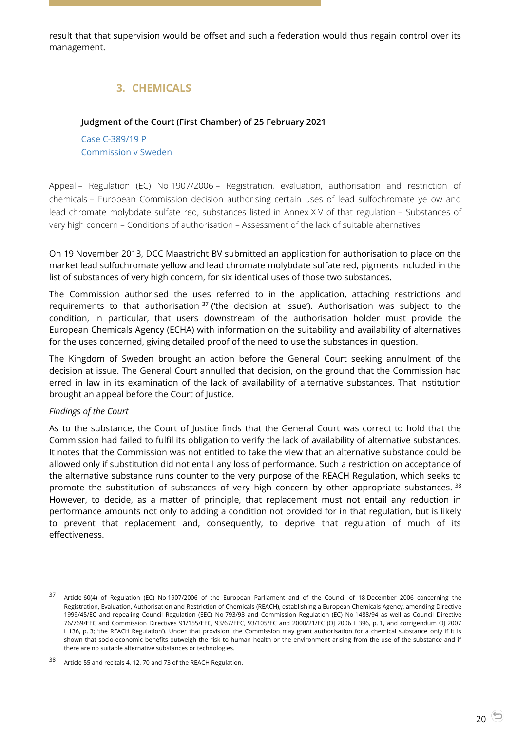result that that supervision would be offset and such a federation would thus regain control over its management.

## 3. CHEMICALS

**Judgment of the Court (First Chamber) of 25 February 2021**

Case C-389/19 P
Commission v Sweden

Appeal – Regulation (EC) No 1907/2006 – Registration, evaluation, authorisation and restriction of chemicals – European Commission decision authorising certain uses of lead sulfochromate yellow and lead chromate molybdate sulfate red, substances listed in Annex XIV of that regulation – Substances of very high concern – Conditions of authorisation – Assessment of the lack of suitable alternatives

On 19 November 2013, DCC Maastricht BV submitted an application for authorisation to place on the market lead sulfochromate yellow and lead chromate molybdate sulfate red, pigments included in the list of substances of very high concern, for six identical uses of those two substances.

The Commission authorised the uses referred to in the application, attaching restrictions and requirements to that authorisation [37] ('the decision at issue'). Authorisation was subject to the condition, in particular, that users downstream of the authorisation holder must provide the European Chemicals Agency (ECHA) with information on the suitability and availability of alternatives for the uses concerned, giving detailed proof of the need to use the substances in question.

The Kingdom of Sweden brought an action before the General Court seeking annulment of the decision at issue. The General Court annulled that decision, on the ground that the Commission had erred in law in its examination of the lack of availability of alternative substances. That institution brought an appeal before the Court of Justice.

*Findings of the Court*

As to the substance, the Court of Justice finds that the General Court was correct to hold that the Commission had failed to fulfil its obligation to verify the lack of availability of alternative substances. It notes that the Commission was not entitled to take the view that an alternative substance could be allowed only if substitution did not entail any loss of performance. Such a restriction on acceptance of the alternative substance runs counter to the very purpose of the REACH Regulation, which seeks to promote the substitution of substances of very high concern by other appropriate substances. [38] However, to decide, as a matter of principle, that replacement must not entail any reduction in performance amounts not only to adding a condition not provided for in that regulation, but is likely to prevent that replacement and, consequently, to deprive that regulation of much of its effectiveness.

---

[37] Article 60(4) of Regulation (EC) No 1907/2006 of the European Parliament and of the Council of 18 December 2006 concerning the Registration, Evaluation, Authorisation and Restriction of Chemicals (REACH), establishing a European Chemicals Agency, amending Directive 1999/45/EC and repealing Council Regulation (EEC) No 793/93 and Commission Regulation (EC) No 1488/94 as well as Council Directive 76/769/EEC and Commission Directives 91/155/EEC, 93/67/EEC, 93/105/EC and 2000/21/EC (OJ 2006 L 396, p. 1, and corrigendum OJ 2007 L 136, p. 3; 'the REACH Regulation'). Under that provision, the Commission may grant authorisation for a chemical substance only if it is shown that socio-economic benefits outweigh the risk to human health or the environment arising from the use of the substance and if there are no suitable alternative substances or technologies.

[38] Article 55 and recitals 4, 12, 70 and 73 of the REACH Regulation.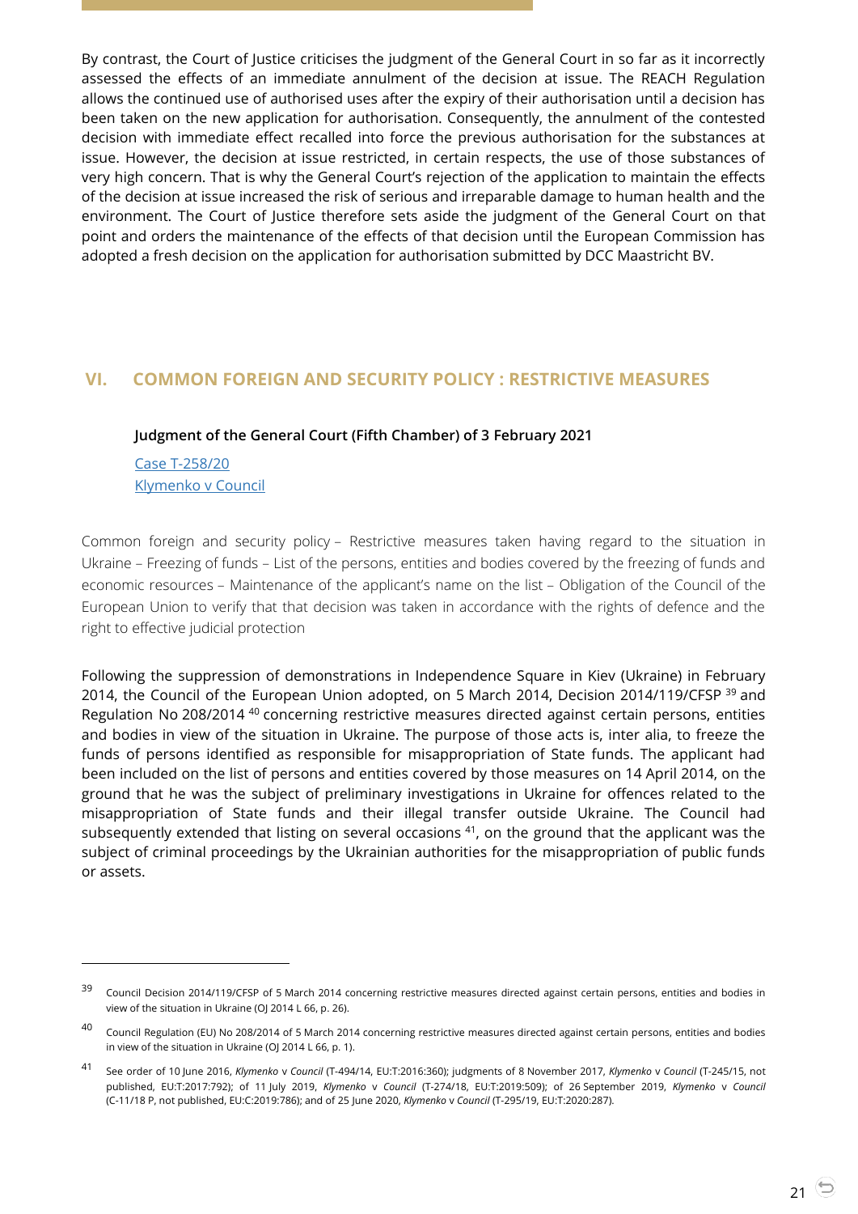By contrast, the Court of Justice criticises the judgment of the General Court in so far as it incorrectly assessed the effects of an immediate annulment of the decision at issue. The REACH Regulation allows the continued use of authorised uses after the expiry of their authorisation until a decision has been taken on the new application for authorisation. Consequently, the annulment of the contested decision with immediate effect recalled into force the previous authorisation for the substances at issue. However, the decision at issue restricted, in certain respects, the use of those substances of very high concern. That is why the General Court's rejection of the application to maintain the effects of the decision at issue increased the risk of serious and irreparable damage to human health and the environment. The Court of Justice therefore sets aside the judgment of the General Court on that point and orders the maintenance of the effects of that decision until the European Commission has adopted a fresh decision on the application for authorisation submitted by DCC Maastricht BV.

## VI. COMMON FOREIGN AND SECURITY POLICY : RESTRICTIVE MEASURES

**Judgment of the General Court (Fifth Chamber) of 3 February 2021**

Case T-258/20
Klymenko v Council

Common foreign and security policy – Restrictive measures taken having regard to the situation in Ukraine – Freezing of funds – List of the persons, entities and bodies covered by the freezing of funds and economic resources – Maintenance of the applicant's name on the list – Obligation of the Council of the European Union to verify that that decision was taken in accordance with the rights of defence and the right to effective judicial protection

Following the suppression of demonstrations in Independence Square in Kiev (Ukraine) in February 2014, the Council of the European Union adopted, on 5 March 2014, Decision 2014/119/CFSP [39] and Regulation No 208/2014 [40] concerning restrictive measures directed against certain persons, entities and bodies in view of the situation in Ukraine. The purpose of those acts is, inter alia, to freeze the funds of persons identified as responsible for misappropriation of State funds. The applicant had been included on the list of persons and entities covered by those measures on 14 April 2014, on the ground that he was the subject of preliminary investigations in Ukraine for offences related to the misappropriation of State funds and their illegal transfer outside Ukraine. The Council had subsequently extended that listing on several occasions [41], on the ground that the applicant was the subject of criminal proceedings by the Ukrainian authorities for the misappropriation of public funds or assets.

---

[39] Council Decision 2014/119/CFSP of 5 March 2014 concerning restrictive measures directed against certain persons, entities and bodies in view of the situation in Ukraine (OJ 2014 L 66, p. 26).

[40] Council Regulation (EU) No 208/2014 of 5 March 2014 concerning restrictive measures directed against certain persons, entities and bodies in view of the situation in Ukraine (OJ 2014 L 66, p. 1).

[41] See order of 10 June 2016, *Klymenko* v *Council* (T-494/14, EU:T:2016:360); judgments of 8 November 2017, *Klymenko* v *Council* (T-245/15, not published, EU:T:2017:792); of 11 July 2019, *Klymenko* v *Council* (T-274/18, EU:T:2019:509); of 26 September 2019, *Klymenko* v *Council* (C-11/18 P, not published, EU:C:2019:786); and of 25 June 2020, *Klymenko* v *Council* (T-295/19, EU:T:2020:287).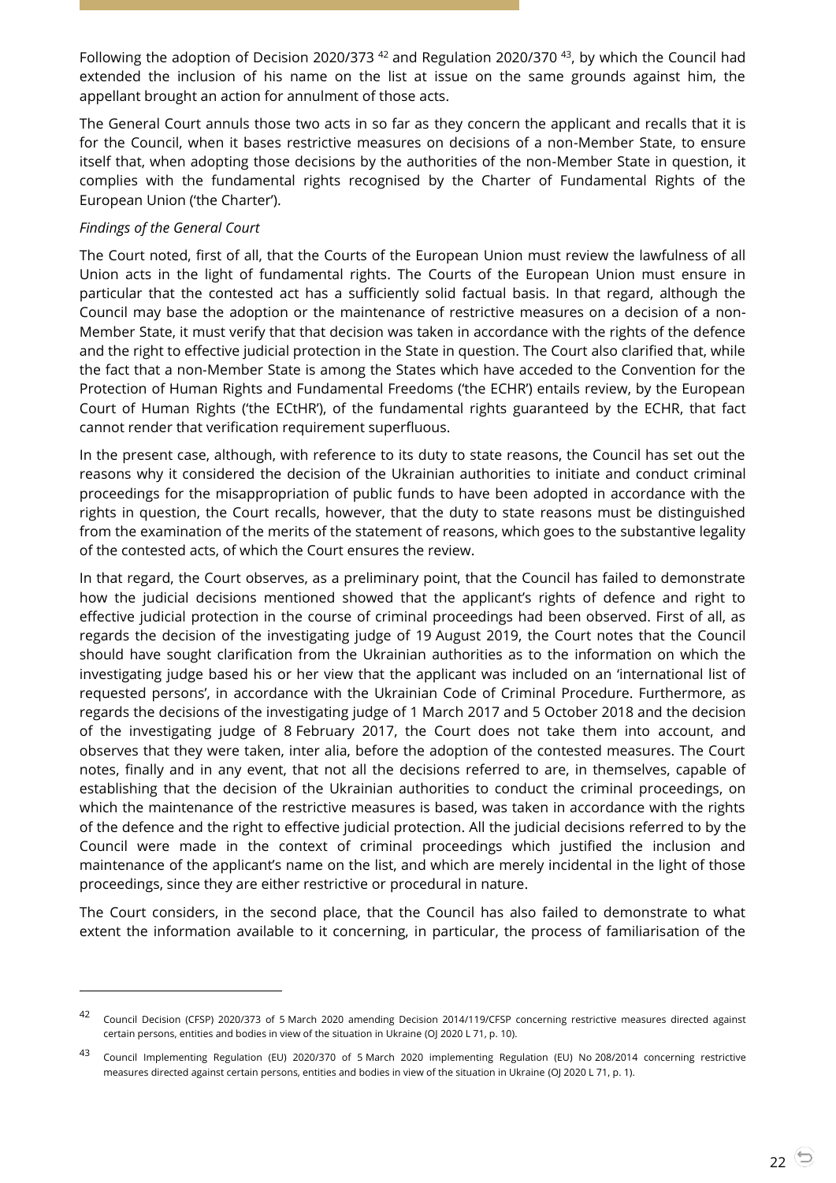Following the adoption of Decision 2020/373 [42] and Regulation 2020/370 [43], by which the Council had extended the inclusion of his name on the list at issue on the same grounds against him, the appellant brought an action for annulment of those acts.

The General Court annuls those two acts in so far as they concern the applicant and recalls that it is for the Council, when it bases restrictive measures on decisions of a non-Member State, to ensure itself that, when adopting those decisions by the authorities of the non-Member State in question, it complies with the fundamental rights recognised by the Charter of Fundamental Rights of the European Union ('the Charter').

*Findings of the General Court*

The Court noted, first of all, that the Courts of the European Union must review the lawfulness of all Union acts in the light of fundamental rights. The Courts of the European Union must ensure in particular that the contested act has a sufficiently solid factual basis. In that regard, although the Council may base the adoption or the maintenance of restrictive measures on a decision of a non-Member State, it must verify that that decision was taken in accordance with the rights of the defence and the right to effective judicial protection in the State in question. The Court also clarified that, while the fact that a non-Member State is among the States which have acceded to the Convention for the Protection of Human Rights and Fundamental Freedoms ('the ECHR') entails review, by the European Court of Human Rights ('the ECtHR'), of the fundamental rights guaranteed by the ECHR, that fact cannot render that verification requirement superfluous.

In the present case, although, with reference to its duty to state reasons, the Council has set out the reasons why it considered the decision of the Ukrainian authorities to initiate and conduct criminal proceedings for the misappropriation of public funds to have been adopted in accordance with the rights in question, the Court recalls, however, that the duty to state reasons must be distinguished from the examination of the merits of the statement of reasons, which goes to the substantive legality of the contested acts, of which the Court ensures the review.

In that regard, the Court observes, as a preliminary point, that the Council has failed to demonstrate how the judicial decisions mentioned showed that the applicant's rights of defence and right to effective judicial protection in the course of criminal proceedings had been observed. First of all, as regards the decision of the investigating judge of 19 August 2019, the Court notes that the Council should have sought clarification from the Ukrainian authorities as to the information on which the investigating judge based his or her view that the applicant was included on an 'international list of requested persons', in accordance with the Ukrainian Code of Criminal Procedure. Furthermore, as regards the decisions of the investigating judge of 1 March 2017 and 5 October 2018 and the decision of the investigating judge of 8 February 2017, the Court does not take them into account, and observes that they were taken, inter alia, before the adoption of the contested measures. The Court notes, finally and in any event, that not all the decisions referred to are, in themselves, capable of establishing that the decision of the Ukrainian authorities to conduct the criminal proceedings, on which the maintenance of the restrictive measures is based, was taken in accordance with the rights of the defence and the right to effective judicial protection. All the judicial decisions referred to by the Council were made in the context of criminal proceedings which justified the inclusion and maintenance of the applicant's name on the list, and which are merely incidental in the light of those proceedings, since they are either restrictive or procedural in nature.

The Court considers, in the second place, that the Council has also failed to demonstrate to what extent the information available to it concerning, in particular, the process of familiarisation of the

---

[42] Council Decision (CFSP) 2020/373 of 5 March 2020 amending Decision 2014/119/CFSP concerning restrictive measures directed against certain persons, entities and bodies in view of the situation in Ukraine (OJ 2020 L 71, p. 10).

[43] Council Implementing Regulation (EU) 2020/370 of 5 March 2020 implementing Regulation (EU) No 208/2014 concerning restrictive measures directed against certain persons, entities and bodies in view of the situation in Ukraine (OJ 2020 L 71, p. 1).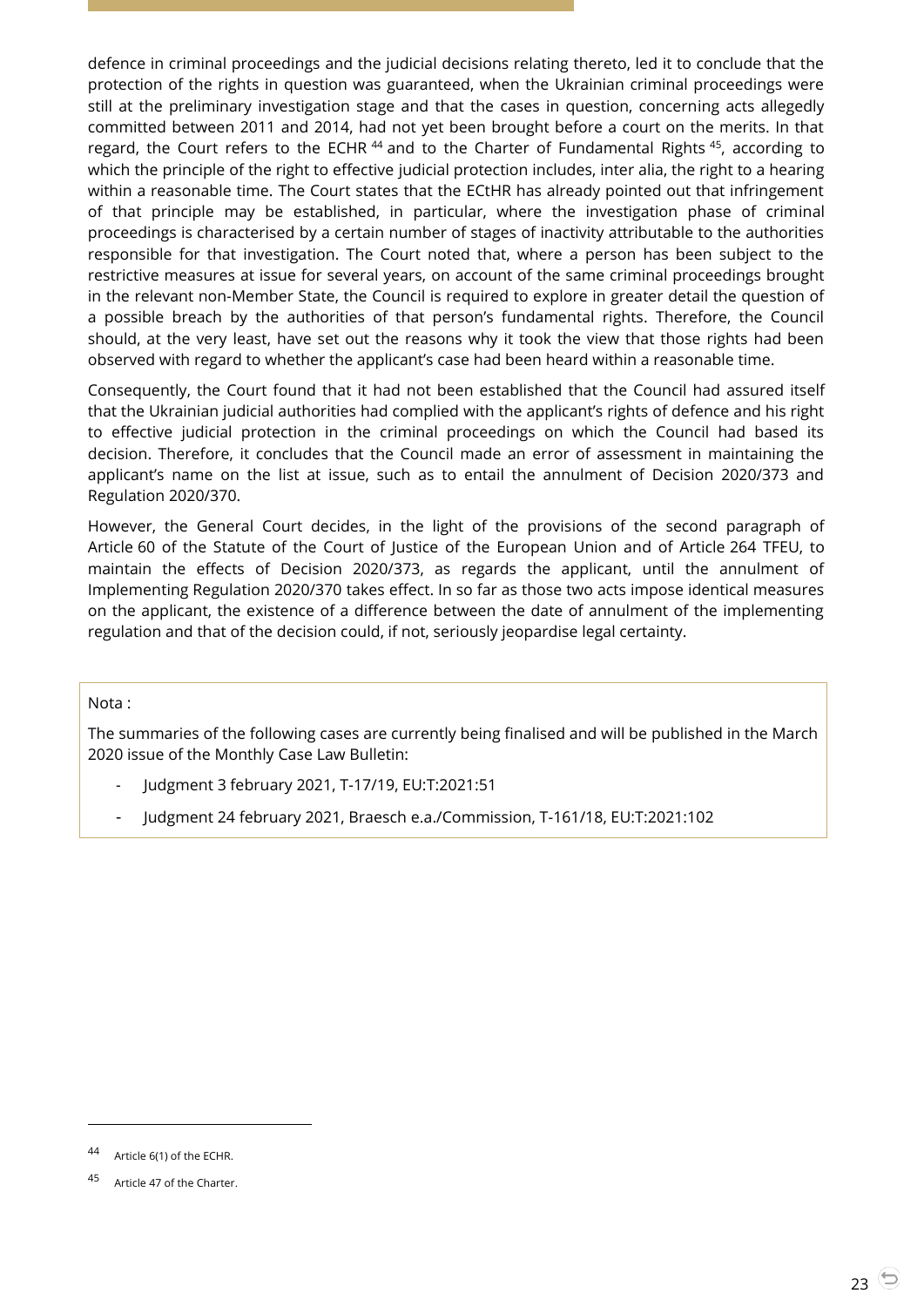defence in criminal proceedings and the judicial decisions relating thereto, led it to conclude that the protection of the rights in question was guaranteed, when the Ukrainian criminal proceedings were still at the preliminary investigation stage and that the cases in question, concerning acts allegedly committed between 2011 and 2014, had not yet been brought before a court on the merits. In that regard, the Court refers to the ECHR [44] and to the Charter of Fundamental Rights [45], according to which the principle of the right to effective judicial protection includes, inter alia, the right to a hearing within a reasonable time. The Court states that the ECtHR has already pointed out that infringement of that principle may be established, in particular, where the investigation phase of criminal proceedings is characterised by a certain number of stages of inactivity attributable to the authorities responsible for that investigation. The Court noted that, where a person has been subject to the restrictive measures at issue for several years, on account of the same criminal proceedings brought in the relevant non-Member State, the Council is required to explore in greater detail the question of a possible breach by the authorities of that person's fundamental rights. Therefore, the Council should, at the very least, have set out the reasons why it took the view that those rights had been observed with regard to whether the applicant's case had been heard within a reasonable time.

Consequently, the Court found that it had not been established that the Council had assured itself that the Ukrainian judicial authorities had complied with the applicant's rights of defence and his right to effective judicial protection in the criminal proceedings on which the Council had based its decision. Therefore, it concludes that the Council made an error of assessment in maintaining the applicant's name on the list at issue, such as to entail the annulment of Decision 2020/373 and Regulation 2020/370.

However, the General Court decides, in the light of the provisions of the second paragraph of Article 60 of the Statute of the Court of Justice of the European Union and of Article 264 TFEU, to maintain the effects of Decision 2020/373, as regards the applicant, until the annulment of Implementing Regulation 2020/370 takes effect. In so far as those two acts impose identical measures on the applicant, the existence of a difference between the date of annulment of the implementing regulation and that of the decision could, if not, seriously jeopardise legal certainty.

Nota :

The summaries of the following cases are currently being finalised and will be published in the March 2020 issue of the Monthly Case Law Bulletin:

- Judgment 3 february 2021, T-17/19, EU:T:2021:51
- Judgment 24 february 2021, Braesch e.a./Commission, T-161/18, EU:T:2021:102

[44] Article 6(1) of the ECHR.

[45] Article 47 of the Charter.